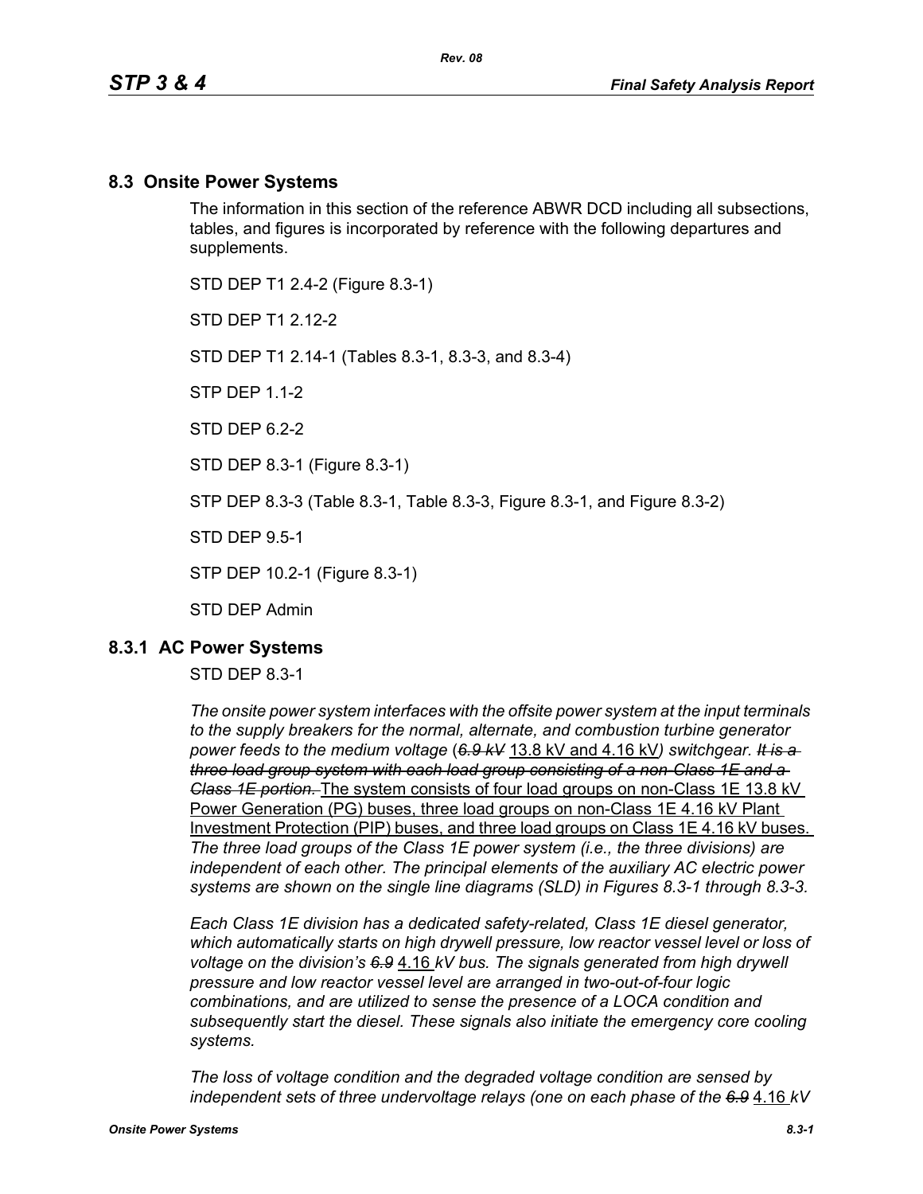## 8.3 Onsite Power Systems

The information in this section of the reference ABWR DCD including all subsections, tables, and figures is incorporated by reference with the following departures and supplements.

STD DEP T1 2.4-2 (Figure 8.3-1)

STD DEP T1 2.12-2

STD DEP T1 2.14-1 (Tables 8.3-1, 8.3-3, and 8.3-4)

STP DEP 1.1-2

STD DEP 6.2-2

STD DEP 8.3-1 (Figure 8.3-1)

STP DEP 8.3-3 (Table 8.3-1, Table 8.3-3, Figure 8.3-1, and Figure 8.3-2)

STD DEP 9.5-1

STP DEP 10.2-1 (Figure 8.3-1)

STD DEP Admin

### 8.3.1 AC Power Systems

STD DEP 8.3-1

*The onsite power system interfaces with the offsite power system at the input terminals to the supply breakers for the normal, alternate, and combustion turbine generator power feeds to the medium voltage (~~6.9 kV~~ 13.8 kV and 4.16 kV) switchgear. ~~It is a three load group system with each load group consisting of a non-Class 1E and a Class 1E portion.~~* The system consists of four load groups on non-Class 1E 13.8 kV Power Generation (PG) buses, three load groups on non-Class 1E 4.16 kV Plant Investment Protection (PIP) buses, and three load groups on Class 1E 4.16 kV buses. *The three load groups of the Class 1E power system (i.e., the three divisions) are independent of each other. The principal elements of the auxiliary AC electric power systems are shown on the single line diagrams (SLD) in Figures 8.3-1 through 8.3-3.*

*Each Class 1E division has a dedicated safety-related, Class 1E diesel generator, which automatically starts on high drywell pressure, low reactor vessel level or loss of voltage on the division's ~~6.9~~* 4.16 *kV bus. The signals generated from high drywell pressure and low reactor vessel level are arranged in two-out-of-four logic combinations, and are utilized to sense the presence of a LOCA condition and subsequently start the diesel. These signals also initiate the emergency core cooling systems.*

*The loss of voltage condition and the degraded voltage condition are sensed by independent sets of three undervoltage relays (one on each phase of the ~~6.9~~* 4.16 *kV*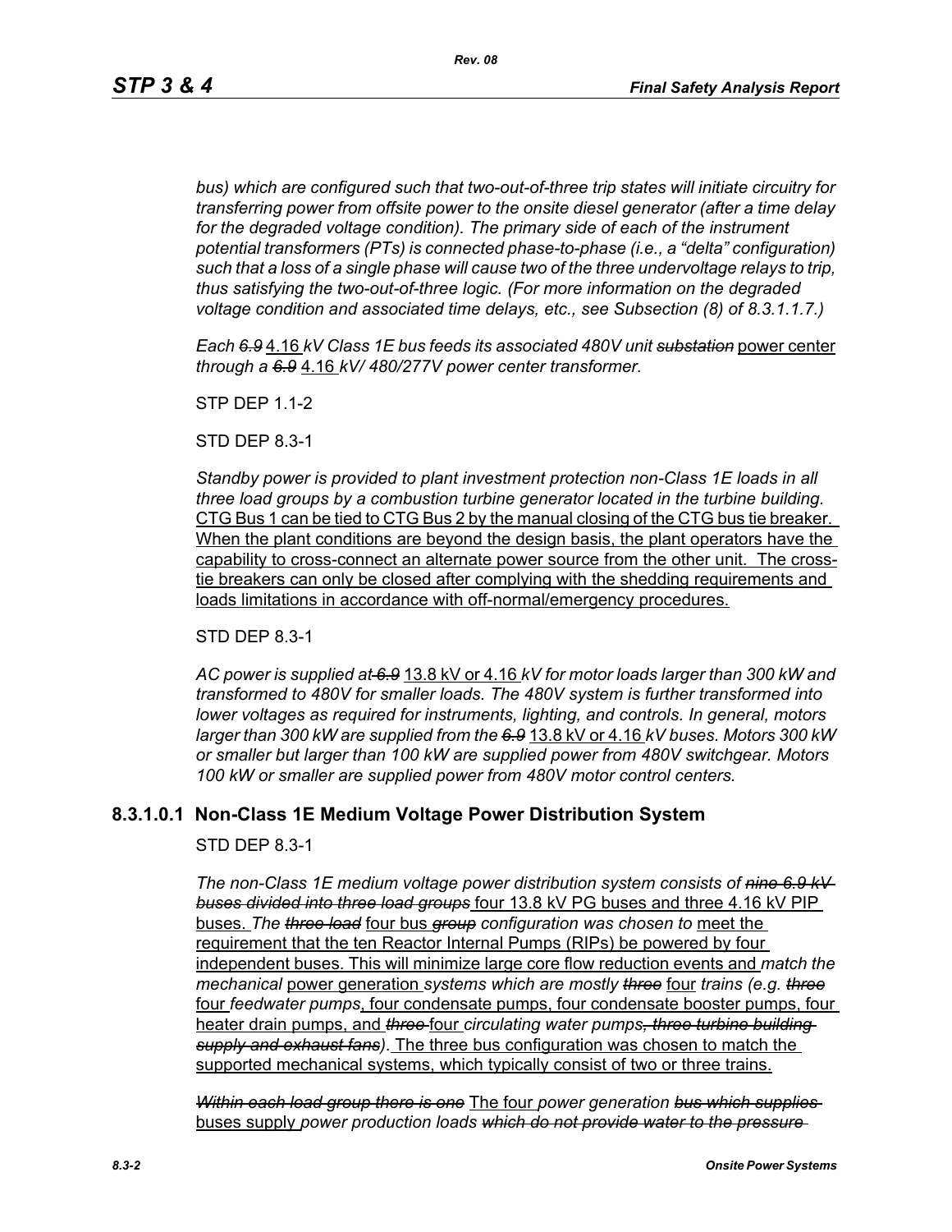*bus) which are configured such that two-out-of-three trip states will initiate circuitry for transferring power from offsite power to the onsite diesel generator (after a time delay for the degraded voltage condition). The primary side of each of the instrument potential transformers (PTs) is connected phase-to-phase (i.e., a "delta" configuration) such that a loss of a single phase will cause two of the three undervoltage relays to trip, thus satisfying the two-out-of-three logic. (For more information on the degraded voltage condition and associated time delays, etc., see Subsection (8) of 8.3.1.1.7.)*

*Each ~~6.9~~* 4.16 *kV Class 1E bus feeds its associated 480V unit ~~substation~~* power center *through a ~~6.9~~* 4.16 *kV/ 480/277V power center transformer.*

STP DEP 1.1-2

STD DEP 8.3-1

*Standby power is provided to plant investment protection non-Class 1E loads in all three load groups by a combustion turbine generator located in the turbine building.* CTG Bus 1 can be tied to CTG Bus 2 by the manual closing of the CTG bus tie breaker. When the plant conditions are beyond the design basis, the plant operators have the capability to cross-connect an alternate power source from the other unit. The cross-tie breakers can only be closed after complying with the shedding requirements and loads limitations in accordance with off-normal/emergency procedures.

STD DEP 8.3-1

*AC power is supplied at ~~6.9~~* 13.8 kV or 4.16 *kV for motor loads larger than 300 kW and transformed to 480V for smaller loads. The 480V system is further transformed into lower voltages as required for instruments, lighting, and controls. In general, motors larger than 300 kW are supplied from the ~~6.9~~* 13.8 kV or 4.16 *kV buses. Motors 300 kW or smaller but larger than 100 kW are supplied power from 480V switchgear. Motors 100 kW or smaller are supplied power from 480V motor control centers.*

## 8.3.1.0.1 Non-Class 1E Medium Voltage Power Distribution System

STD DEP 8.3-1

*The non-Class 1E medium voltage power distribution system consists of ~~nine 6.9 kV buses divided into three load groups~~* four 13.8 kV PG buses and three 4.16 kV PIP buses. *The ~~three load~~* four bus *~~group~~ configuration was chosen to* meet the requirement that the ten Reactor Internal Pumps (RIPs) be powered by four independent buses. This will minimize large core flow reduction events and *match the mechanical* power generation *systems which are mostly ~~three~~* four *trains (e.g. ~~three~~* four *feedwater pumps*, four condensate pumps, four condensate booster pumps, four heater drain pumps, and *~~three~~* four *circulating water pumps~~, three turbine building supply and exhaust fans~~)*. The three bus configuration was chosen to match the supported mechanical systems, which typically consist of two or three trains.

*~~Within each load group there is one~~* The four *power generation ~~bus which supplies~~* buses supply *power production loads ~~which do not provide water to the pressure~~*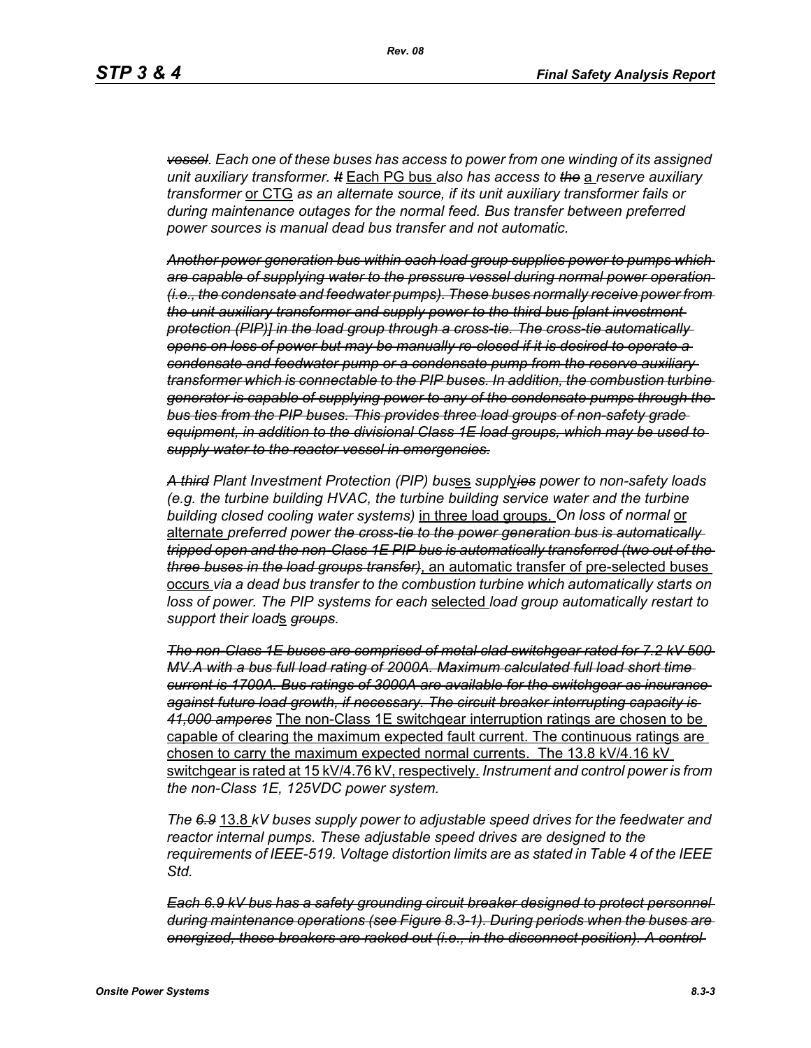~~*vessel*~~*. Each one of these buses has access to power from one winding of its assigned unit auxiliary transformer.* ~~*It*~~ <u>Each PG bus</u> *also has access to* ~~*the*~~ <u>a</u> *reserve auxiliary transformer* <u>or CTG</u> *as an alternate source, if its unit auxiliary transformer fails or during maintenance outages for the normal feed. Bus transfer between preferred power sources is manual dead bus transfer and not automatic.*

~~*Another power generation bus within each load group supplies power to pumps which are capable of supplying water to the pressure vessel during normal power operation (i.e., the condensate and feedwater pumps). These buses normally receive power from the unit auxiliary transformer and supply power to the third bus [plant investment protection (PIP)] in the load group through a cross-tie. The cross-tie automatically opens on loss of power but may be manually re-closed if it is desired to operate a condensate and feedwater pump or a condensate pump from the reserve auxiliary transformer which is connectable to the PIP buses. In addition, the combustion turbine generator is capable of supplying power to any of the condensate pumps through the bus ties from the PIP buses. This provides three load groups of non-safety grade equipment, in addition to the divisional Class 1E load groups, which may be used to supply water to the reactor vessel in emergencies.*~~

~~*A third*~~ *Plant Investment Protection (PIP) bus*<u>es</u> *suppl*<u>y</u>~~*ies*~~ *power to non-safety loads (e.g. the turbine building HVAC, the turbine building service water and the turbine building closed cooling water systems)* <u>in three load groups.</u> *On loss of normal* <u>or alternate</u> *preferred power* ~~*the cross-tie to the power generation bus is automatically tripped open and the non-Class 1E PIP bus is automatically transferred (two out of the three buses in the load groups transfer)*~~, <u>an automatic transfer of pre-selected buses occurs</u> *via a dead bus transfer to the combustion turbine which automatically starts on loss of power. The PIP systems for each* <u>selected</u> *load group automatically restart to support their load*<u>s</u> ~~*groups*~~*.*

~~*The non-Class 1E buses are comprised of metal-clad switchgear rated for 7.2 kV 500 MV.A with a bus full load rating of 2000A. Maximum calculated full load short time current is 1700A. Bus ratings of 3000A are available for the switchgear as insurance against future load growth, if necessary. The circuit breaker interrupting capacity is 41,000 amperes*~~ <u>The non-Class 1E switchgear interruption ratings are chosen to be capable of clearing the maximum expected fault current. The continuous ratings are chosen to carry the maximum expected normal currents. The 13.8 kV/4.16 kV switchgear is rated at 15 kV/4.76 kV, respectively.</u> *Instrument and control power is from the non-Class 1E, 125VDC power system.*

*The* ~~*6.9*~~ <u>13.8</u> *kV buses supply power to adjustable speed drives for the feedwater and reactor internal pumps. These adjustable speed drives are designed to the requirements of IEEE-519. Voltage distortion limits are as stated in Table 4 of the IEEE Std.*

~~*Each 6.9 kV bus has a safety grounding circuit breaker designed to protect personnel during maintenance operations (see Figure 8.3-1). During periods when the buses are energized, these breakers are racked out (i.e., in the disconnect position). A control*~~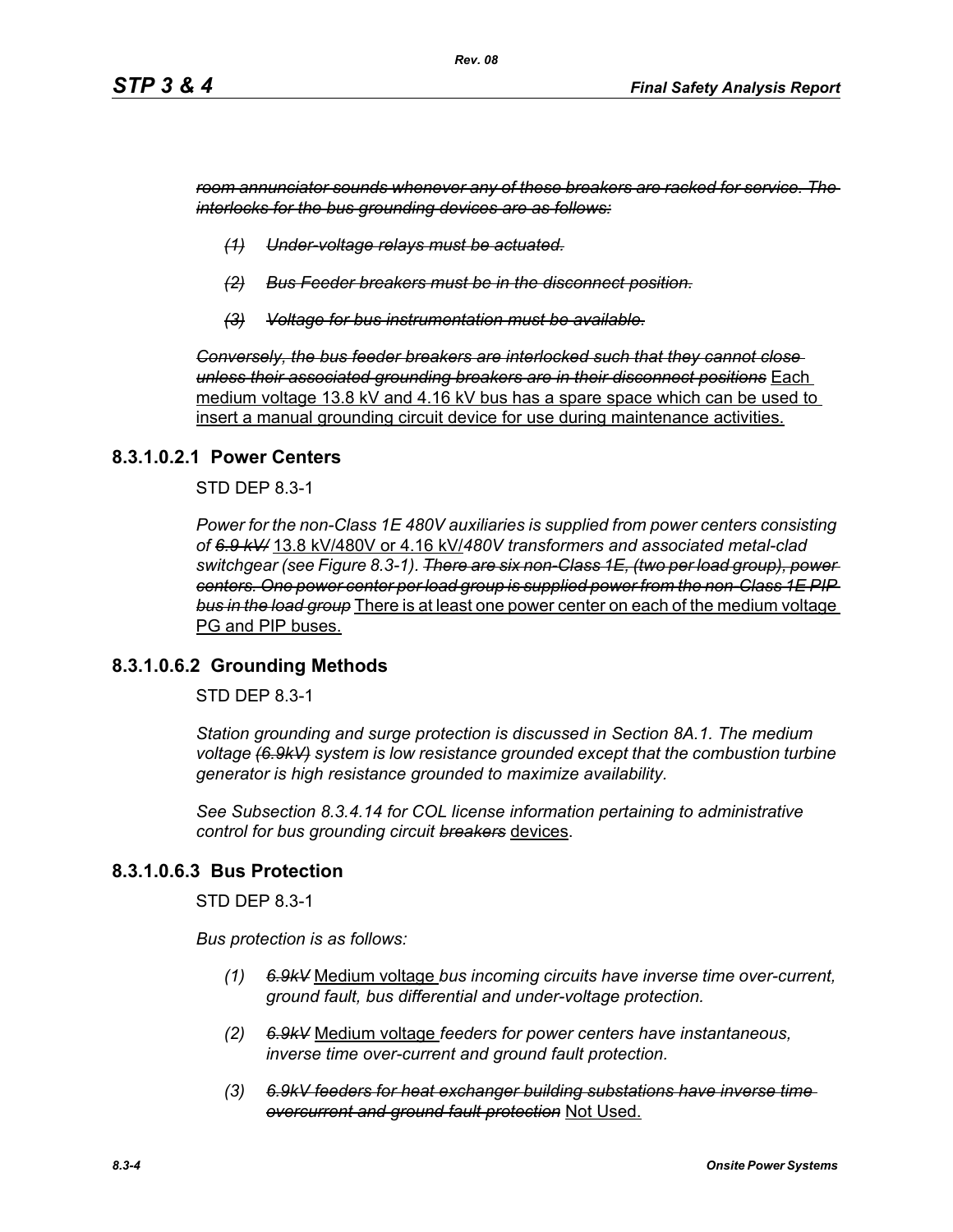~~*room annunciator sounds whenever any of these breakers are racked for service. The interlocks for the bus grounding devices are as follows:*~~

- ~~*(1) Under-voltage relays must be actuated.*~~
- ~~*(2) Bus Feeder breakers must be in the disconnect position.*~~
- ~~*(3) Voltage for bus instrumentation must be available.*~~

~~*Conversely, the bus feeder breakers are interlocked such that they cannot close unless their associated grounding breakers are in their disconnect positions*~~ <u>Each medium voltage 13.8 kV and 4.16 kV bus has a spare space which can be used to insert a manual grounding circuit device for use during maintenance activities.</u>

### 8.3.1.0.2.1 Power Centers

STD DEP 8.3-1

*Power for the non-Class 1E 480V auxiliaries is supplied from power centers consisting of* ~~*6.9 kV/*~~ <u>13.8 kV/480V or 4.16 kV/</u>*480V transformers and associated metal-clad switchgear (see Figure 8.3-1).* ~~*There are six non-Class 1E, (two per load group), power centers. One power center per load group is supplied power from the non-Class 1E PIP bus in the load group*~~ <u>There is at least one power center on each of the medium voltage PG and PIP buses.</u>

### 8.3.1.0.6.2 Grounding Methods

STD DEP 8.3-1

*Station grounding and surge protection is discussed in Section 8A.1. The medium voltage* ~~*(6.9kV)*~~ *system is low resistance grounded except that the combustion turbine generator is high resistance grounded to maximize availability.*

*See Subsection 8.3.4.14 for COL license information pertaining to administrative control for bus grounding circuit* ~~*breakers*~~ <u>devices</u>.

### 8.3.1.0.6.3 Bus Protection

STD DEP 8.3-1

*Bus protection is as follows:*

- *(1)* ~~*6.9kV*~~ <u>Medium voltage</u> *bus incoming circuits have inverse time over-current, ground fault, bus differential and under-voltage protection.*
- *(2)* ~~*6.9kV*~~ <u>Medium voltage</u> *feeders for power centers have instantaneous, inverse time over-current and ground fault protection.*
- *(3)* ~~*6.9kV feeders for heat exchanger building substations have inverse time overcurrent and ground fault protection*~~ <u>Not Used.</u>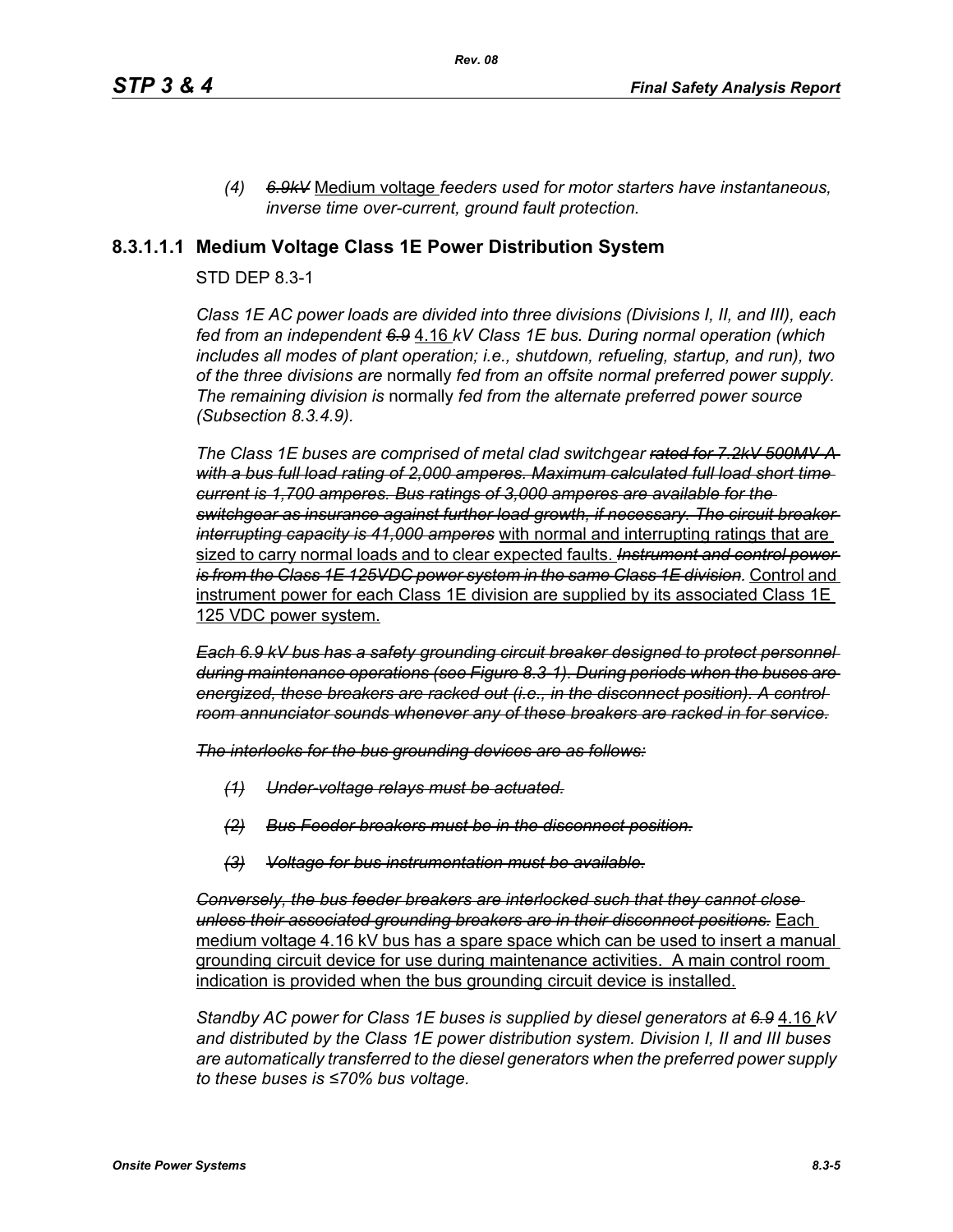*(4) ~~6.9kV~~ Medium voltage feeders used for motor starters have instantaneous, inverse time over-current, ground fault protection.*

### 8.3.1.1.1 Medium Voltage Class 1E Power Distribution System

STD DEP 8.3-1

*Class 1E AC power loads are divided into three divisions (Divisions I, II, and III), each fed from an independent ~~6.9~~* 4.16 *kV Class 1E bus. During normal operation (which includes all modes of plant operation; i.e., shutdown, refueling, startup, and run), two of the three divisions are* normally *fed from an offsite normal preferred power supply. The remaining division is* normally *fed from the alternate preferred power source (Subsection 8.3.4.9).*

*The Class 1E buses are comprised of metal clad switchgear ~~rated for 7.2kV 500MV-A with a bus full load rating of 2,000 amperes. Maximum calculated full load short time current is 1,700 amperes. Bus ratings of 3,000 amperes are available for the switchgear as insurance against further load growth, if necessary. The circuit breaker interrupting capacity is 41,000 amperes~~* with normal and interrupting ratings that are sized to carry normal loads and to clear expected faults. *~~Instrument and control power is from the Class 1E 125VDC power system in the same Class 1E division.~~* Control and instrument power for each Class 1E division are supplied by its associated Class 1E 125 VDC power system.

*~~Each 6.9 kV bus has a safety grounding circuit breaker designed to protect personnel during maintenance operations (see Figure 8.3-1). During periods when the buses are energized, these breakers are racked out (i.e., in the disconnect position). A control room annunciator sounds whenever any of these breakers are racked in for service.~~*

*~~The interlocks for the bus grounding devices are as follows:~~*

*~~(1) Under-voltage relays must be actuated.~~*

*~~(2) Bus Feeder breakers must be in the disconnect position.~~*

*~~(3) Voltage for bus instrumentation must be available.~~*

*~~Conversely, the bus feeder breakers are interlocked such that they cannot close unless their associated grounding breakers are in their disconnect positions.~~* Each medium voltage 4.16 kV bus has a spare space which can be used to insert a manual grounding circuit device for use during maintenance activities. A main control room indication is provided when the bus grounding circuit device is installed.

*Standby AC power for Class 1E buses is supplied by diesel generators at ~~6.9~~* 4.16 *kV and distributed by the Class 1E power distribution system. Division I, II and III buses are automatically transferred to the diesel generators when the preferred power supply to these buses is ≤70% bus voltage.*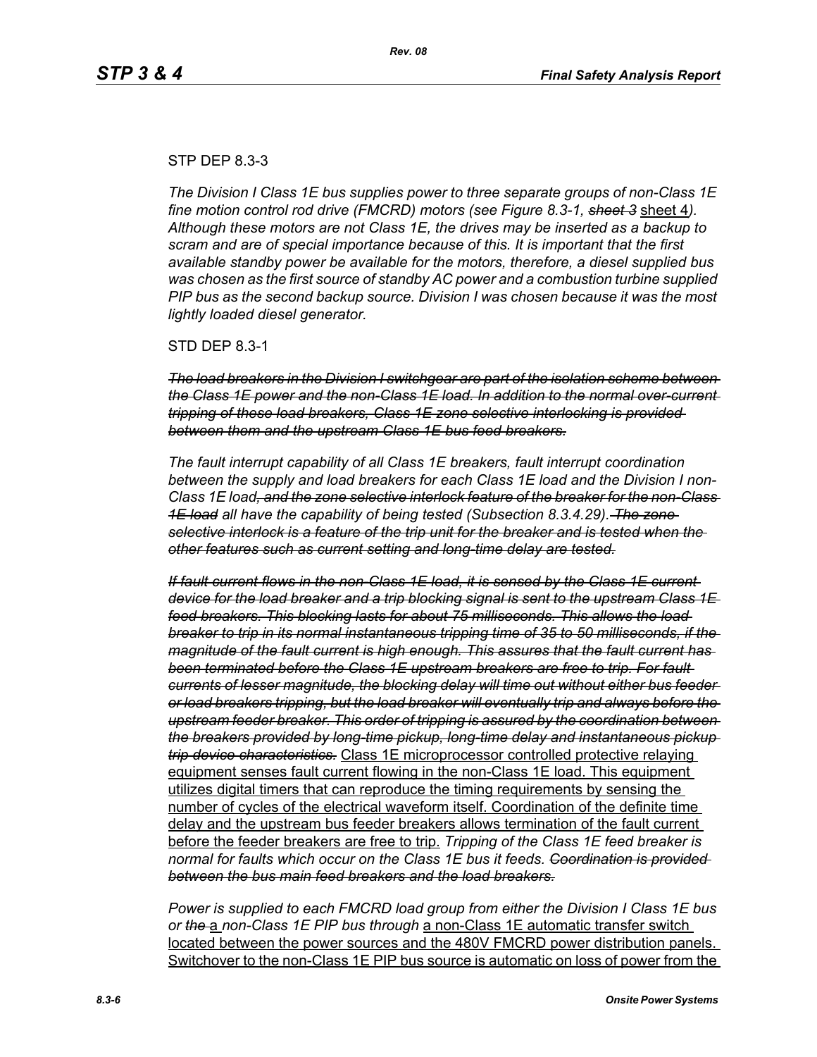STP DEP 8.3-3

*The Division I Class 1E bus supplies power to three separate groups of non-Class 1E fine motion control rod drive (FMCRD) motors (see Figure 8.3-1, ~~sheet 3~~* sheet 4*). Although these motors are not Class 1E, the drives may be inserted as a backup to scram and are of special importance because of this. It is important that the first available standby power be available for the motors, therefore, a diesel supplied bus was chosen as the first source of standby AC power and a combustion turbine supplied PIP bus as the second backup source. Division I was chosen because it was the most lightly loaded diesel generator.*

STD DEP 8.3-1

~~*The load breakers in the Division I switchgear are part of the isolation scheme between the Class 1E power and the non-Class 1E load. In addition to the normal over-current tripping of these load breakers, Class 1E zone selective interlocking is provided between them and the upstream Class 1E bus feed breakers.*~~

*The fault interrupt capability of all Class 1E breakers, fault interrupt coordination between the supply and load breakers for each Class 1E load and the Division I non-Class 1E load~~, and the zone selective interlock feature of the breaker for the non-Class 1E load~~ all have the capability of being tested (Subsection 8.3.4.29).~~ The zone selective interlock is a feature of the trip unit for the breaker and is tested when the other features such as current setting and long-time delay are tested.~~*

~~*If fault current flows in the non-Class 1E load, it is sensed by the Class 1E current device for the load breaker and a trip blocking signal is sent to the upstream Class 1E feed breakers. This blocking lasts for about 75 milliseconds. This allows the load breaker to trip in its normal instantaneous tripping time of 35 to 50 milliseconds, if the magnitude of the fault current is high enough. This assures that the fault current has been terminated before the Class 1E upstream breakers are free to trip. For fault currents of lesser magnitude, the blocking delay will time out without either bus feeder or load breakers tripping, but the load breaker will eventually trip and always before the upstream feeder breaker. This order of tripping is assured by the coordination between the breakers provided by long-time pickup, long-time delay and instantaneous pickup trip device characteristics.*~~ <u>Class 1E microprocessor controlled protective relaying equipment senses fault current flowing in the non-Class 1E load. This equipment utilizes digital timers that can reproduce the timing requirements by sensing the number of cycles of the electrical waveform itself. Coordination of the definite time delay and the upstream bus feeder breakers allows termination of the fault current before the feeder breakers are free to trip.</u> *Tripping of the Class 1E feed breaker is normal for faults which occur on the Class 1E bus it feeds. ~~Coordination is provided between the bus main feed breakers and the load breakers.~~*

*Power is supplied to each FMCRD load group from either the Division I Class 1E bus or ~~the~~* <u>a</u> *non-Class 1E PIP bus through* <u>a non-Class 1E automatic transfer switch located between the power sources and the 480V FMCRD power distribution panels. Switchover to the non-Class 1E PIP bus source is automatic on loss of power from the</u>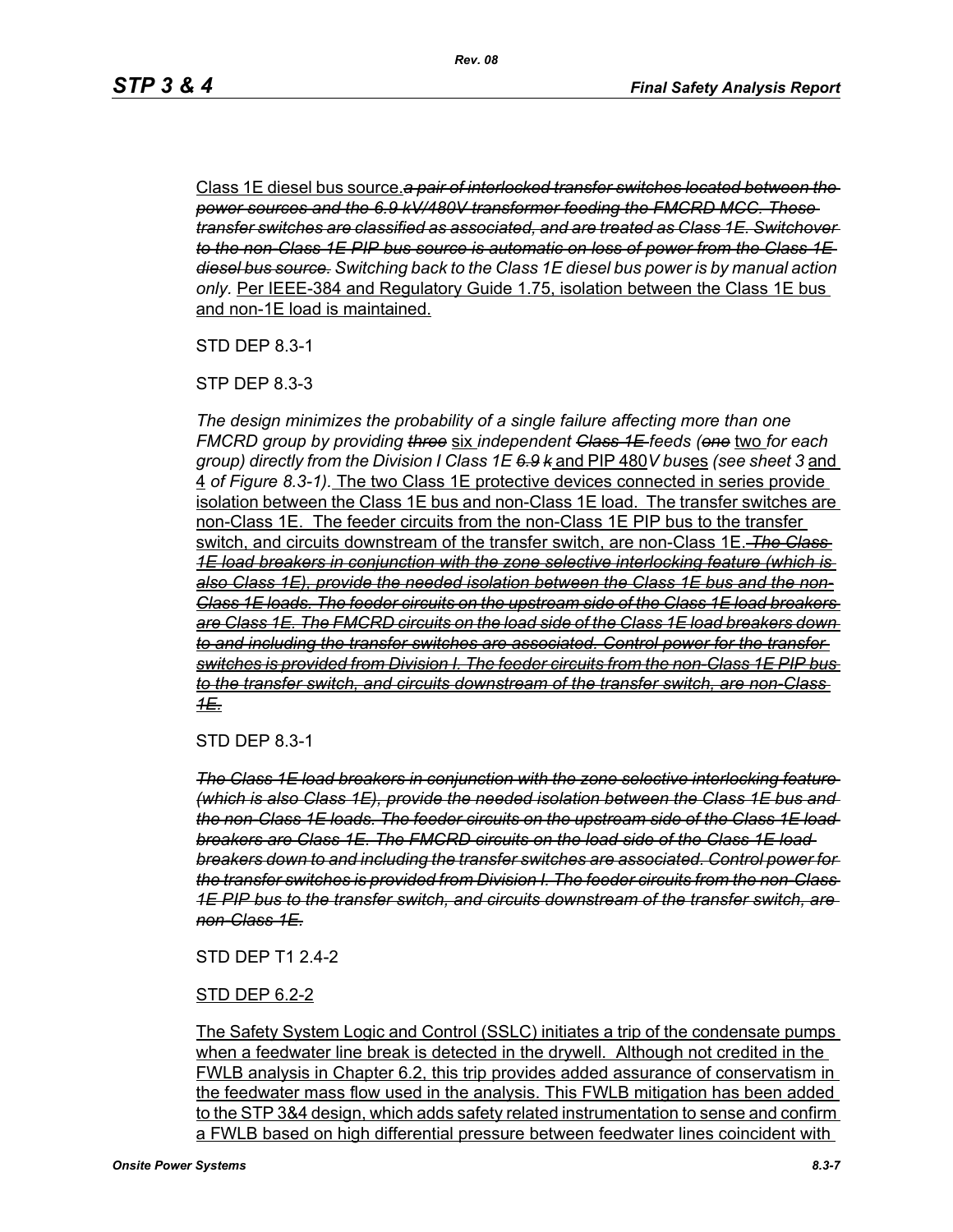Class 1E diesel bus source.~~*a pair of interlocked transfer switches located between the power sources and the 6.9 kV/480V transformer feeding the FMCRD MCC. These transfer switches are classified as associated, and are treated as Class 1E. Switchover to the non-Class 1E PIP bus source is automatic on loss of power from the Class 1E diesel bus source.*~~ *Switching back to the Class 1E diesel bus power is by manual action only.* Per IEEE-384 and Regulatory Guide 1.75, isolation between the Class 1E bus and non-1E load is maintained.

STD DEP 8.3-1

STP DEP 8.3-3

*The design minimizes the probability of a single failure affecting more than one FMCRD group by providing* ~~*three*~~ six *independent* ~~*Class 1E*~~ *feeds (*~~*one*~~ two *for each group) directly from the Division I Class 1E* ~~*6.9 k*~~ and PIP 480*V bus*es *(see sheet 3* and 4 *of Figure 8.3-1).* The two Class 1E protective devices connected in series provide isolation between the Class 1E bus and non-Class 1E load. The transfer switches are non-Class 1E. The feeder circuits from the non-Class 1E PIP bus to the transfer switch, and circuits downstream of the transfer switch, are non-Class 1E. ~~*The Class 1E load breakers in conjunction with the zone selective interlocking feature (which is also Class 1E), provide the needed isolation between the Class 1E bus and the non-Class 1E loads. The feeder circuits on the upstream side of the Class 1E load breakers are Class 1E. The FMCRD circuits on the load side of the Class 1E load breakers down to and including the transfer switches are associated. Control power for the transfer switches is provided from Division I. The feeder circuits from the non-Class 1E PIP bus to the transfer switch, and circuits downstream of the transfer switch, are non-Class 1E.*~~

STD DEP 8.3-1

~~*The Class 1E load breakers in conjunction with the zone selective interlocking feature (which is also Class 1E), provide the needed isolation between the Class 1E bus and the non-Class 1E loads. The feeder circuits on the upstream side of the Class 1E load breakers are Class 1E. The FMCRD circuits on the load side of the Class 1E load breakers down to and including the transfer switches are associated. Control power for the transfer switches is provided from Division I. The feeder circuits from the non-Class 1E PIP bus to the transfer switch, and circuits downstream of the transfer switch, are non-Class 1E.*~~

STD DEP T1 2.4-2

STD DEP 6.2-2

The Safety System Logic and Control (SSLC) initiates a trip of the condensate pumps when a feedwater line break is detected in the drywell. Although not credited in the FWLB analysis in Chapter 6.2, this trip provides added assurance of conservatism in the feedwater mass flow used in the analysis. This FWLB mitigation has been added to the STP 3&4 design, which adds safety related instrumentation to sense and confirm a FWLB based on high differential pressure between feedwater lines coincident with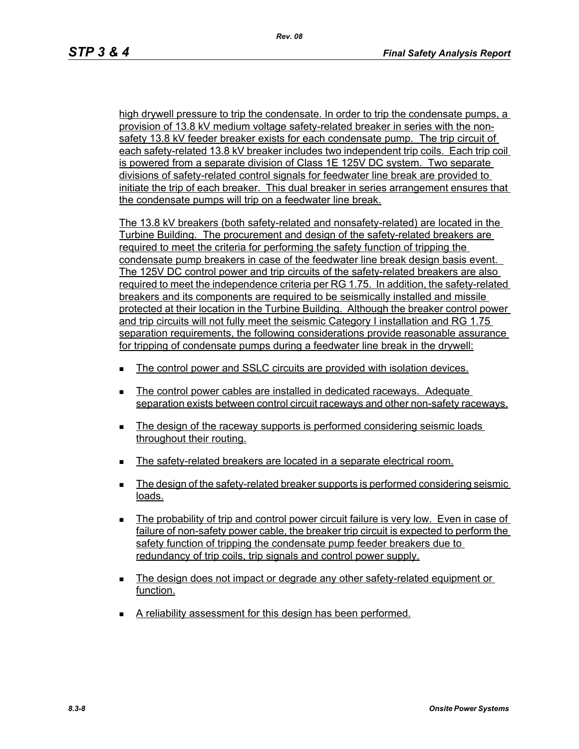high drywell pressure to trip the condensate. In order to trip the condensate pumps, a provision of 13.8 kV medium voltage safety-related breaker in series with the non-safety 13.8 kV feeder breaker exists for each condensate pump. The trip circuit of each safety-related 13.8 kV breaker includes two independent trip coils. Each trip coil is powered from a separate division of Class 1E 125V DC system. Two separate divisions of safety-related control signals for feedwater line break are provided to initiate the trip of each breaker. This dual breaker in series arrangement ensures that the condensate pumps will trip on a feedwater line break.

The 13.8 kV breakers (both safety-related and nonsafety-related) are located in the Turbine Building. The procurement and design of the safety-related breakers are required to meet the criteria for performing the safety function of tripping the condensate pump breakers in case of the feedwater line break design basis event. The 125V DC control power and trip circuits of the safety-related breakers are also required to meet the independence criteria per RG 1.75. In addition, the safety-related breakers and its components are required to be seismically installed and missile protected at their location in the Turbine Building. Although the breaker control power and trip circuits will not fully meet the seismic Category I installation and RG 1.75 separation requirements, the following considerations provide reasonable assurance for tripping of condensate pumps during a feedwater line break in the drywell:

- The control power and SSLC circuits are provided with isolation devices.
- The control power cables are installed in dedicated raceways. Adequate separation exists between control circuit raceways and other non-safety raceways.
- The design of the raceway supports is performed considering seismic loads throughout their routing.
- The safety-related breakers are located in a separate electrical room.
- The design of the safety-related breaker supports is performed considering seismic loads.
- The probability of trip and control power circuit failure is very low. Even in case of failure of non-safety power cable, the breaker trip circuit is expected to perform the safety function of tripping the condensate pump feeder breakers due to redundancy of trip coils, trip signals and control power supply.
- The design does not impact or degrade any other safety-related equipment or function.
- A reliability assessment for this design has been performed.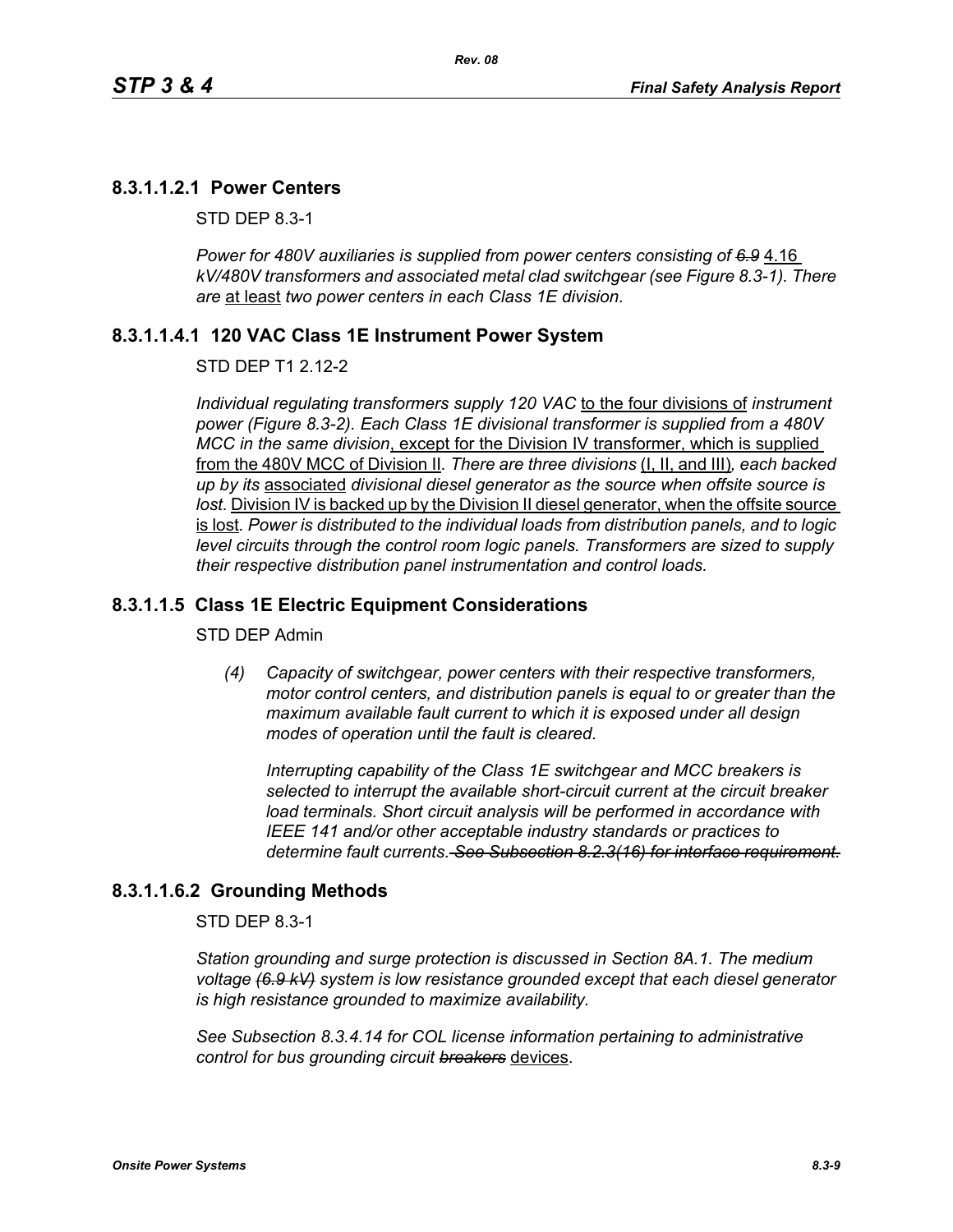## 8.3.1.1.2.1 Power Centers

STD DEP 8.3-1

*Power for 480V auxiliaries is supplied from power centers consisting of ~~6.9~~* 4.16 *kV/480V transformers and associated metal clad switchgear (see Figure 8.3-1). There are* at least *two power centers in each Class 1E division.*

## 8.3.1.1.4.1 120 VAC Class 1E Instrument Power System

STD DEP T1 2.12-2

*Individual regulating transformers supply 120 VAC* to the four divisions of *instrument power (Figure 8.3-2). Each Class 1E divisional transformer is supplied from a 480V MCC in the same division*, except for the Division IV transformer, which is supplied from the 480V MCC of Division II*. There are three divisions* (I, II, and III)*, each backed up by its* associated *divisional diesel generator as the source when offsite source is lost.* Division IV is backed up by the Division II diesel generator, when the offsite source is lost*. Power is distributed to the individual loads from distribution panels, and to logic level circuits through the control room logic panels. Transformers are sized to supply their respective distribution panel instrumentation and control loads.*

## 8.3.1.1.5 Class 1E Electric Equipment Considerations

STD DEP Admin

(4) *Capacity of switchgear, power centers with their respective transformers, motor control centers, and distribution panels is equal to or greater than the maximum available fault current to which it is exposed under all design modes of operation until the fault is cleared.*

*Interrupting capability of the Class 1E switchgear and MCC breakers is selected to interrupt the available short-circuit current at the circuit breaker load terminals. Short circuit analysis will be performed in accordance with IEEE 141 and/or other acceptable industry standards or practices to determine fault currents.~~ See Subsection 8.2.3(16) for interface requirement.~~*

## 8.3.1.1.6.2 Grounding Methods

STD DEP 8.3-1

*Station grounding and surge protection is discussed in Section 8A.1. The medium voltage ~~(6.9 kV)~~ system is low resistance grounded except that each diesel generator is high resistance grounded to maximize availability.*

*See Subsection 8.3.4.14 for COL license information pertaining to administrative control for bus grounding circuit ~~breakers~~* devices.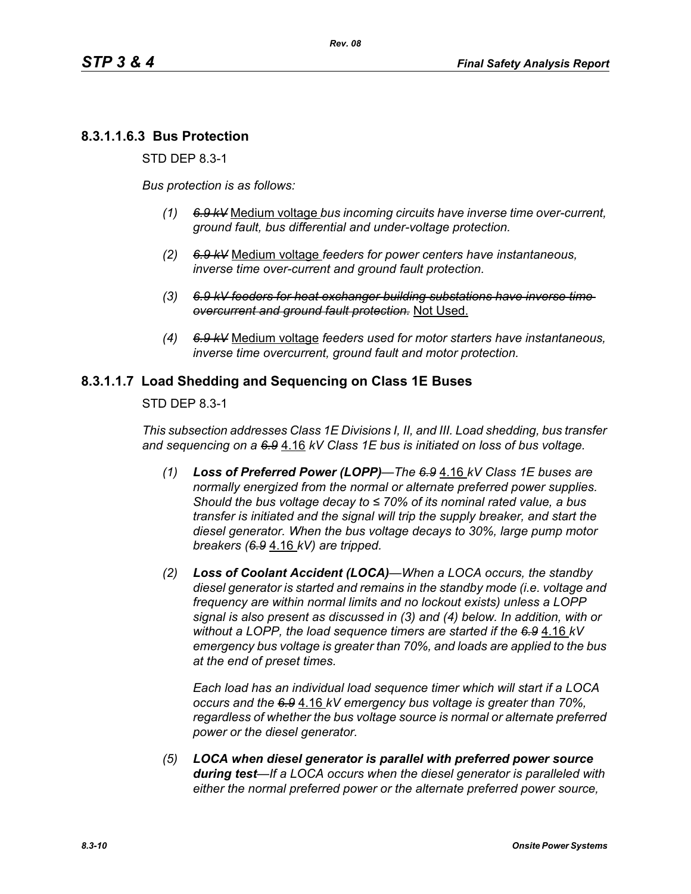### 8.3.1.1.6.3 Bus Protection

STD DEP 8.3-1

*Bus protection is as follows:*

*(1)* ~~*6.9 kV*~~ Medium voltage *bus incoming circuits have inverse time over-current, ground fault, bus differential and under-voltage protection.*

*(2)* ~~*6.9 kV*~~ Medium voltage *feeders for power centers have instantaneous, inverse time over-current and ground fault protection.*

*(3)* ~~*6.9 kV feeders for heat exchanger building substations have inverse time overcurrent and ground fault protection.*~~ Not Used.

*(4)* ~~*6.9 kV*~~ Medium voltage *feeders used for motor starters have instantaneous, inverse time overcurrent, ground fault and motor protection.*

### 8.3.1.1.7 Load Shedding and Sequencing on Class 1E Buses

STD DEP 8.3-1

*This subsection addresses Class 1E Divisions I, II, and III. Load shedding, bus transfer and sequencing on a* ~~*6.9*~~ 4.16 *kV Class 1E bus is initiated on loss of bus voltage.*

*(1)* ***Loss of Preferred Power (LOPP)****—The* ~~*6.9*~~ 4.16 *kV Class 1E buses are normally energized from the normal or alternate preferred power supplies. Should the bus voltage decay to ≤ 70% of its nominal rated value, a bus transfer is initiated and the signal will trip the supply breaker, and start the diesel generator. When the bus voltage decays to 30%, large pump motor breakers (*~~*6.9*~~ 4.16 *kV) are tripped.*

*(2)* ***Loss of Coolant Accident (LOCA)****—When a LOCA occurs, the standby diesel generator is started and remains in the standby mode (i.e. voltage and frequency are within normal limits and no lockout exists) unless a LOPP signal is also present as discussed in (3) and (4) below. In addition, with or without a LOPP, the load sequence timers are started if the* ~~*6.9*~~ 4.16 *kV emergency bus voltage is greater than 70%, and loads are applied to the bus at the end of preset times.*

*Each load has an individual load sequence timer which will start if a LOCA occurs and the* ~~*6.9*~~ 4.16 *kV emergency bus voltage is greater than 70%, regardless of whether the bus voltage source is normal or alternate preferred power or the diesel generator.*

*(5)* ***LOCA when diesel generator is parallel with preferred power source during test****—If a LOCA occurs when the diesel generator is paralleled with either the normal preferred power or the alternate preferred power source,*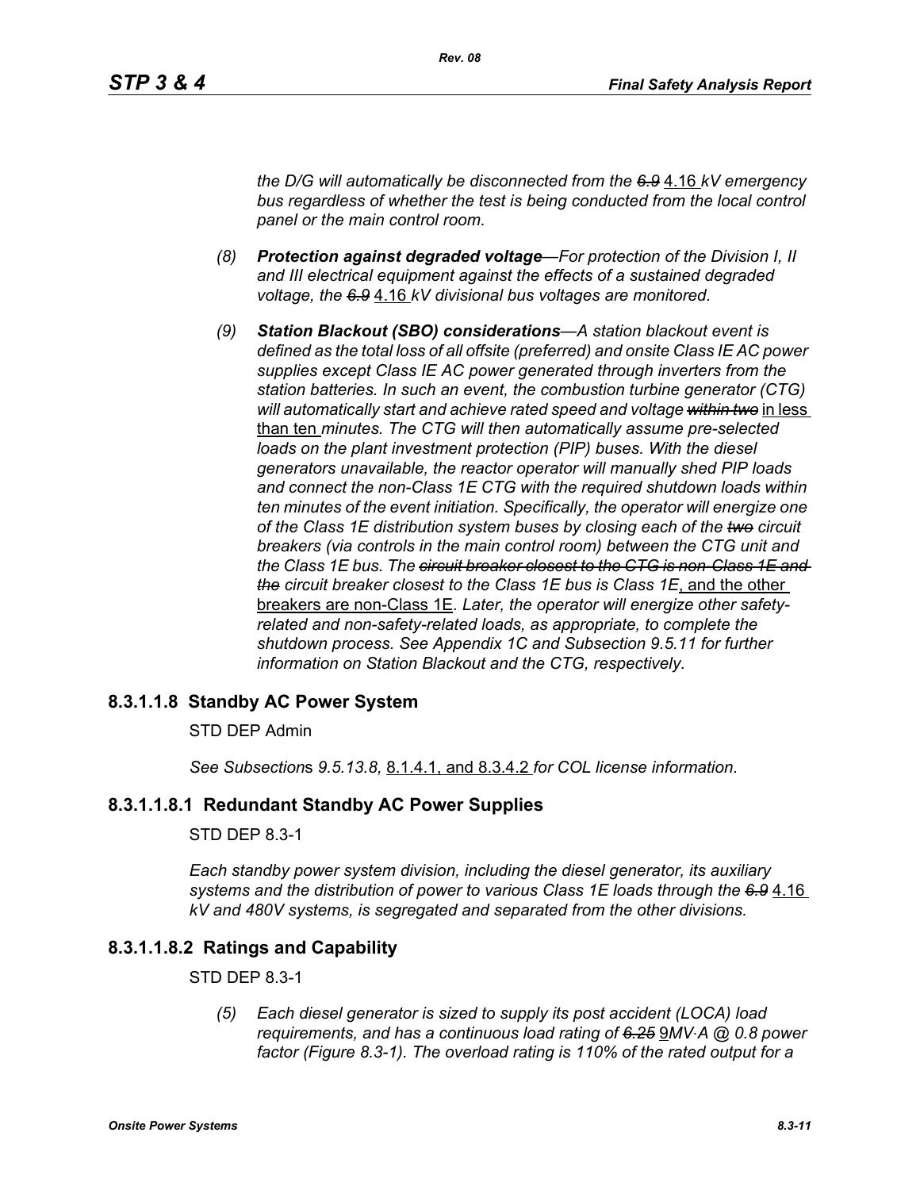*the D/G will automatically be disconnected from the ~~6.9~~ 4.16 kV emergency bus regardless of whether the test is being conducted from the local control panel or the main control room.*

*(8)* ***Protection against degraded voltage****—For protection of the Division I, II and III electrical equipment against the effects of a sustained degraded voltage, the ~~6.9~~ 4.16 kV divisional bus voltages are monitored.*

*(9)* ***Station Blackout (SBO) considerations****—A station blackout event is defined as the total loss of all offsite (preferred) and onsite Class IE AC power supplies except Class IE AC power generated through inverters from the station batteries. In such an event, the combustion turbine generator (CTG) will automatically start and achieve rated speed and voltage ~~within two~~ in less than ten minutes. The CTG will then automatically assume pre-selected loads on the plant investment protection (PIP) buses. With the diesel generators unavailable, the reactor operator will manually shed PIP loads and connect the non-Class 1E CTG with the required shutdown loads within ten minutes of the event initiation. Specifically, the operator will energize one of the Class 1E distribution system buses by closing each of the ~~two~~ circuit breakers (via controls in the main control room) between the CTG unit and the Class 1E bus. The ~~circuit breaker closest to the CTG is non-Class 1E and the~~ circuit breaker closest to the Class 1E bus is Class 1E, and the other breakers are non-Class 1E. Later, the operator will energize other safety-related and non-safety-related loads, as appropriate, to complete the shutdown process. See Appendix 1C and Subsection 9.5.11 for further information on Station Blackout and the CTG, respectively.*

## 8.3.1.1.8 Standby AC Power System

STD DEP Admin

*See Subsections 9.5.13.8,* 8.1.4.1, and 8.3.4.2 *for COL license information.*

## 8.3.1.1.8.1 Redundant Standby AC Power Supplies

STD DEP 8.3-1

*Each standby power system division, including the diesel generator, its auxiliary systems and the distribution of power to various Class 1E loads through the ~~6.9~~ 4.16 kV and 480V systems, is segregated and separated from the other divisions.*

## 8.3.1.1.8.2 Ratings and Capability

STD DEP 8.3-1

*(5) Each diesel generator is sized to supply its post accident (LOCA) load requirements, and has a continuous load rating of ~~6.25~~ 9MV·A @ 0.8 power factor (Figure 8.3-1). The overload rating is 110% of the rated output for a*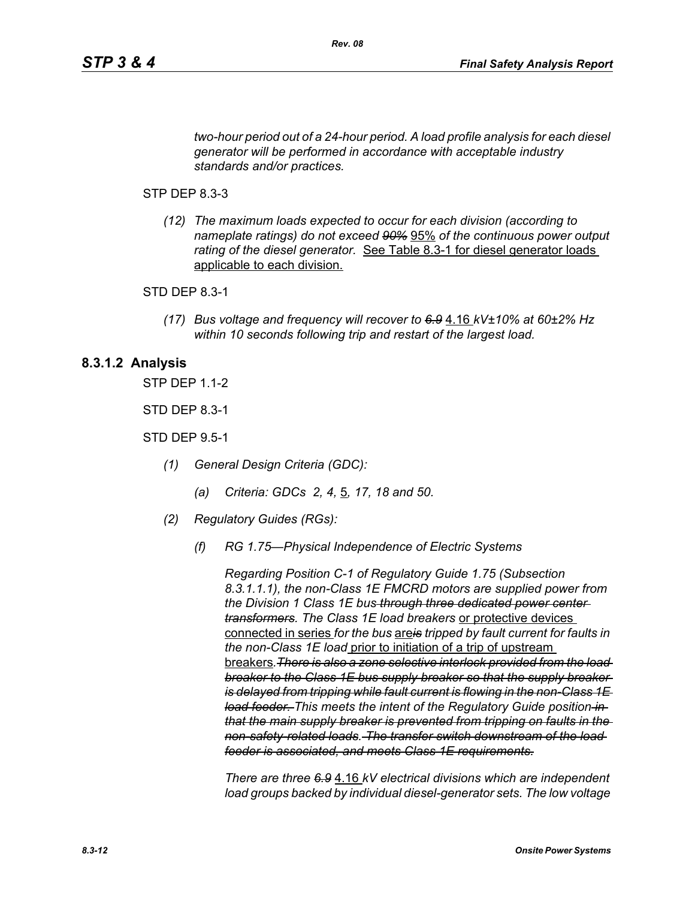*two-hour period out of a 24-hour period. A load profile analysis for each diesel generator will be performed in accordance with acceptable industry standards and/or practices.*

STP DEP 8.3-3

*(12) The maximum loads expected to occur for each division (according to nameplate ratings) do not exceed ~~90%~~* 95% *of the continuous power output rating of the diesel generator.* See Table 8.3-1 for diesel generator loads applicable to each division.

STD DEP 8.3-1

*(17) Bus voltage and frequency will recover to ~~6.9~~* 4.16 *kV±10% at 60±2% Hz within 10 seconds following trip and restart of the largest load.*

## 8.3.1.2 Analysis

STP DEP 1.1-2

STD DEP 8.3-1

STD DEP 9.5-1

*(1) General Design Criteria (GDC):*

*(a) Criteria: GDCs 2, 4,* 5*, 17, 18 and 50.*

*(2) Regulatory Guides (RGs):*

*(f) RG 1.75—Physical Independence of Electric Systems*

*Regarding Position C-1 of Regulatory Guide 1.75 (Subsection 8.3.1.1.1), the non-Class 1E FMCRD motors are supplied power from the Division 1 Class 1E bus ~~through three dedicated power center transformers~~. The Class 1E load breakers* or protective devices connected in series *for the bus* are~~is~~ *tripped by fault current for faults in the non-Class 1E load* prior to initiation of a trip of upstream breakers. ~~*There is also a zone selective interlock provided from the load breaker to the Class 1E bus supply breaker so that the supply breaker is delayed from tripping while fault current is flowing in the non-Class 1E load feeder.*~~ *This meets the intent of the Regulatory Guide position* ~~*in that the main supply breaker is prevented from tripping on faults in the non-safety-related loads. The transfer switch downstream of the load feeder is associated, and meets Class 1E requirements.*~~

*There are three ~~6.9~~* 4.16 *kV electrical divisions which are independent load groups backed by individual diesel-generator sets. The low voltage*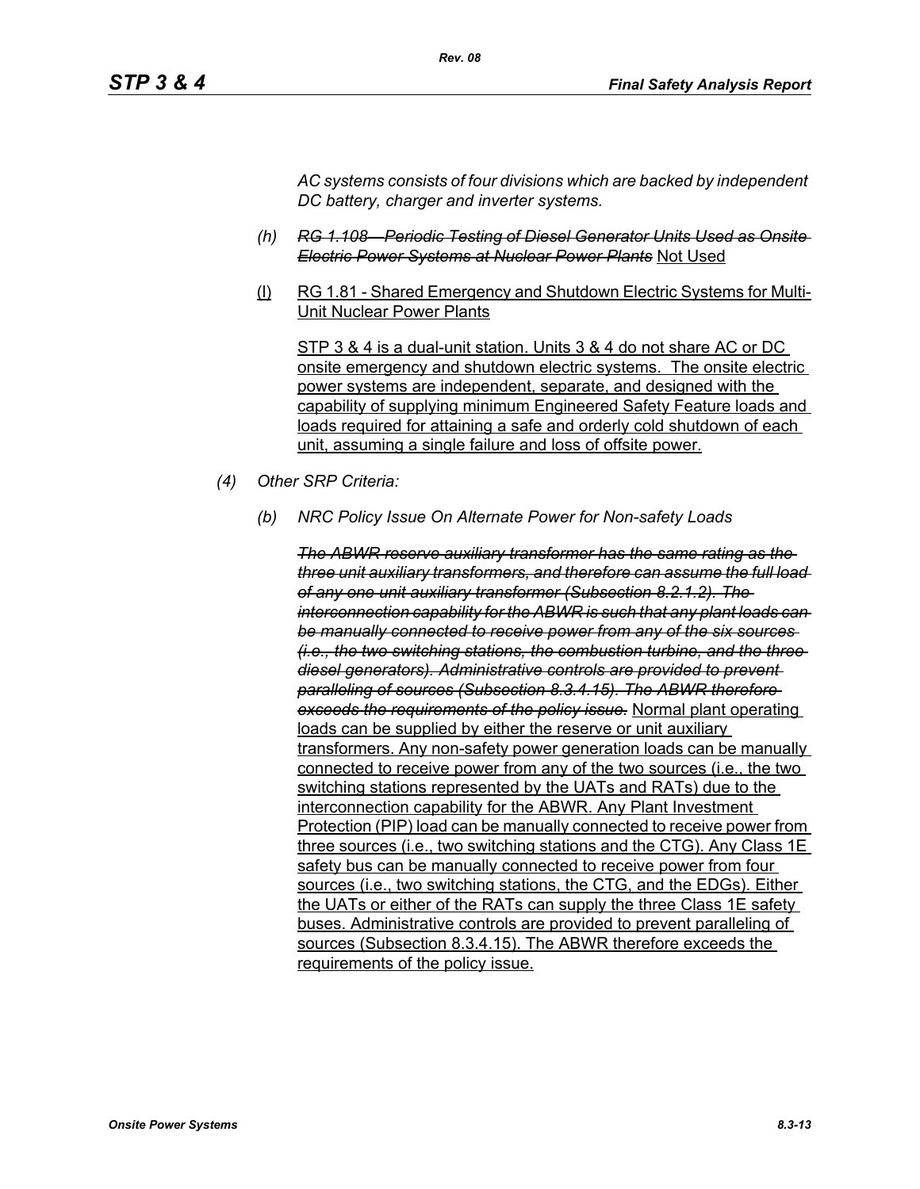*AC systems consists of four divisions which are backed by independent DC battery, charger and inverter systems.*

*(h)* ~~*RG 1.108—Periodic Testing of Diesel Generator Units Used as Onsite Electric Power Systems at Nuclear Power Plants*~~ <u>Not Used</u>

<u>(l)</u> <u>RG 1.81 - Shared Emergency and Shutdown Electric Systems for Multi-Unit Nuclear Power Plants</u>

<u>STP 3 & 4 is a dual-unit station. Units 3 & 4 do not share AC or DC onsite emergency and shutdown electric systems. The onsite electric power systems are independent, separate, and designed with the capability of supplying minimum Engineered Safety Feature loads and loads required for attaining a safe and orderly cold shutdown of each unit, assuming a single failure and loss of offsite power.</u>

*(4) Other SRP Criteria:*

*(b) NRC Policy Issue On Alternate Power for Non-safety Loads*

~~*The ABWR reserve auxiliary transformer has the same rating as the three unit auxiliary transformers, and therefore can assume the full load of any one unit auxiliary transformer (Subsection 8.2.1.2). The interconnection capability for the ABWR is such that any plant loads can be manually connected to receive power from any of the six sources (i.e., the two switching stations, the combustion turbine, and the three diesel generators). Administrative controls are provided to prevent paralleling of sources (Subsection 8.3.4.15). The ABWR therefore exceeds the requirements of the policy issue.*~~ <u>Normal plant operating loads can be supplied by either the reserve or unit auxiliary transformers. Any non-safety power generation loads can be manually connected to receive power from any of the two sources (i.e., the two switching stations represented by the UATs and RATs) due to the interconnection capability for the ABWR. Any Plant Investment Protection (PIP) load can be manually connected to receive power from three sources (i.e., two switching stations and the CTG). Any Class 1E safety bus can be manually connected to receive power from four sources (i.e., two switching stations, the CTG, and the EDGs). Either the UATs or either of the RATs can supply the three Class 1E safety buses. Administrative controls are provided to prevent paralleling of sources (Subsection 8.3.4.15). The ABWR therefore exceeds the requirements of the policy issue.</u>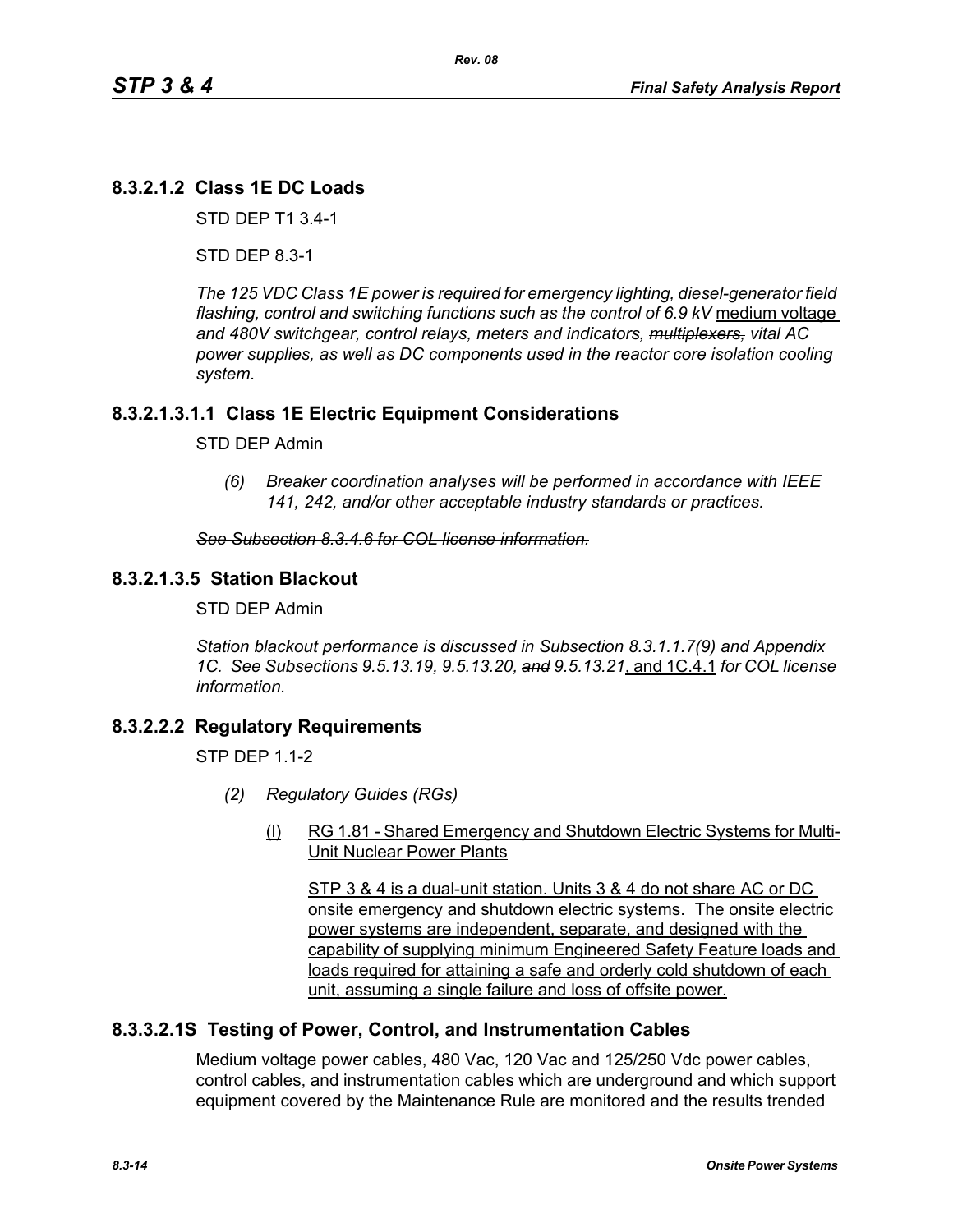## 8.3.2.1.2 Class 1E DC Loads

STD DEP T1 3.4-1

STD DEP 8.3-1

*The 125 VDC Class 1E power is required for emergency lighting, diesel-generator field flashing, control and switching functions such as the control of ~~6.9 kV~~* <u>medium voltage</u> *and 480V switchgear, control relays, meters and indicators, ~~multiplexers,~~ vital AC power supplies, as well as DC components used in the reactor core isolation cooling system.*

## 8.3.2.1.3.1.1 Class 1E Electric Equipment Considerations

STD DEP Admin

> *(6) Breaker coordination analyses will be performed in accordance with IEEE 141, 242, and/or other acceptable industry standards or practices.*

*~~See Subsection 8.3.4.6 for COL license information.~~*

## 8.3.2.1.3.5 Station Blackout

STD DEP Admin

*Station blackout performance is discussed in Subsection 8.3.1.1.7(9) and Appendix 1C. See Subsections 9.5.13.19, 9.5.13.20, ~~and~~ 9.5.13.21*<u>, and 1C.4.1</u> *for COL license information.*

## 8.3.2.2.2 Regulatory Requirements

STP DEP 1.1-2

> *(2) Regulatory Guides (RGs)*
>
> <u>(l) RG 1.81 - Shared Emergency and Shutdown Electric Systems for Multi-Unit Nuclear Power Plants</u>
>
> <u>STP 3 & 4 is a dual-unit station. Units 3 & 4 do not share AC or DC onsite emergency and shutdown electric systems. The onsite electric power systems are independent, separate, and designed with the capability of supplying minimum Engineered Safety Feature loads and loads required for attaining a safe and orderly cold shutdown of each unit, assuming a single failure and loss of offsite power.</u>

## 8.3.3.2.1S Testing of Power, Control, and Instrumentation Cables

Medium voltage power cables, 480 Vac, 120 Vac and 125/250 Vdc power cables, control cables, and instrumentation cables which are underground and which support equipment covered by the Maintenance Rule are monitored and the results trended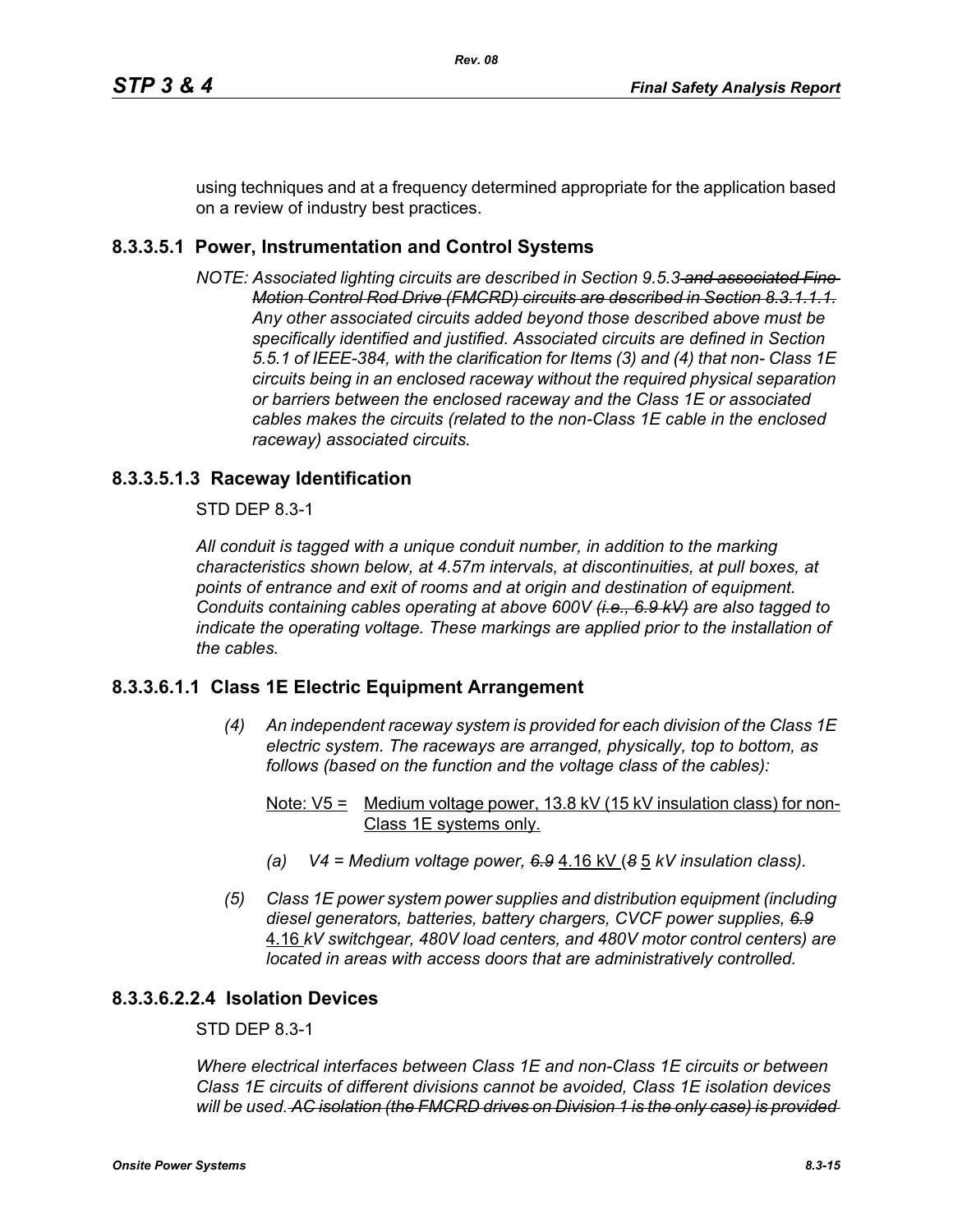using techniques and at a frequency determined appropriate for the application based on a review of industry best practices.

### 8.3.3.5.1 Power, Instrumentation and Control Systems

*NOTE: Associated lighting circuits are described in Section 9.5.3~~ and associated Fine Motion Control Rod Drive (FMCRD) circuits are described in Section 8.3.1.1.1.~~ Any other associated circuits added beyond those described above must be specifically identified and justified. Associated circuits are defined in Section 5.5.1 of IEEE-384, with the clarification for Items (3) and (4) that non- Class 1E circuits being in an enclosed raceway without the required physical separation or barriers between the enclosed raceway and the Class 1E or associated cables makes the circuits (related to the non-Class 1E cable in the enclosed raceway) associated circuits.*

### 8.3.3.5.1.3 Raceway Identification

STD DEP 8.3-1

*All conduit is tagged with a unique conduit number, in addition to the marking characteristics shown below, at 4.57m intervals, at discontinuities, at pull boxes, at points of entrance and exit of rooms and at origin and destination of equipment. Conduits containing cables operating at above 600V ~~(i.e., 6.9 kV)~~ are also tagged to indicate the operating voltage. These markings are applied prior to the installation of the cables.*

### 8.3.3.6.1.1 Class 1E Electric Equipment Arrangement

*(4) An independent raceway system is provided for each division of the Class 1E electric system. The raceways are arranged, physically, top to bottom, as follows (based on the function and the voltage class of the cables):*

<u>Note: V5 =</u> <u>Medium voltage power, 13.8 kV (15 kV insulation class) for non-Class 1E systems only.</u>

*(a) V4 = Medium voltage power, ~~6.9~~* <u>4.16 kV</u> *(~~8~~* <u>5</u> *kV insulation class).*

*(5) Class 1E power system power supplies and distribution equipment (including diesel generators, batteries, battery chargers, CVCF power supplies, ~~6.9~~* <u>4.16</u> *kV switchgear, 480V load centers, and 480V motor control centers) are located in areas with access doors that are administratively controlled.*

### 8.3.3.6.2.2.4 Isolation Devices

STD DEP 8.3-1

*Where electrical interfaces between Class 1E and non-Class 1E circuits or between Class 1E circuits of different divisions cannot be avoided, Class 1E isolation devices will be used. ~~AC isolation (the FMCRD drives on Division 1 is the only case) is provided~~*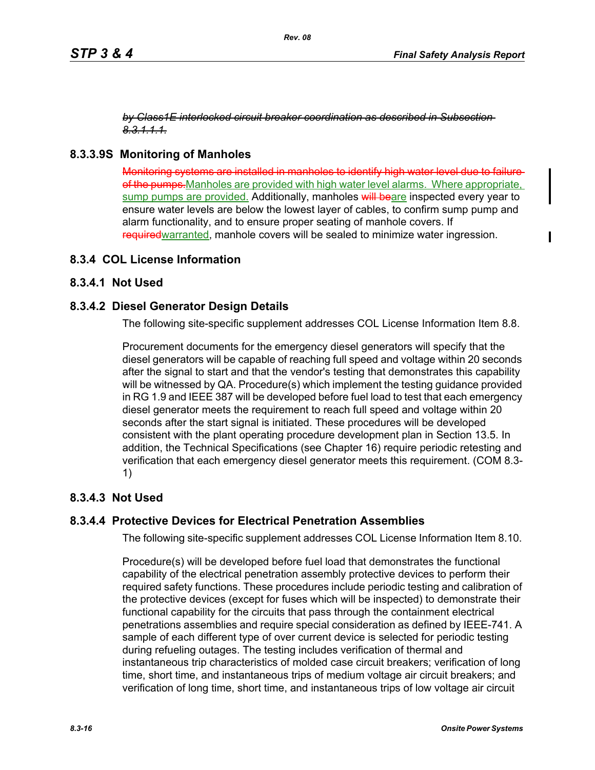~~*by Class1E interlocked circuit breaker coordination as described in Subsection 8.3.1.1.1.*~~

### 8.3.3.9S Monitoring of Manholes

~~Monitoring systems are installed in manholes to identify high water level due to failure of the pumps.~~Manholes are provided with high water level alarms. Where appropriate, sump pumps are provided. Additionally, manholes ~~will be~~are inspected every year to ensure water levels are below the lowest layer of cables, to confirm sump pump and alarm functionality, and to ensure proper seating of manhole covers. If ~~required~~warranted, manhole covers will be sealed to minimize water ingression.

## 8.3.4 COL License Information

### 8.3.4.1 Not Used

### 8.3.4.2 Diesel Generator Design Details

The following site-specific supplement addresses COL License Information Item 8.8.

Procurement documents for the emergency diesel generators will specify that the diesel generators will be capable of reaching full speed and voltage within 20 seconds after the signal to start and that the vendor's testing that demonstrates this capability will be witnessed by QA. Procedure(s) which implement the testing guidance provided in RG 1.9 and IEEE 387 will be developed before fuel load to test that each emergency diesel generator meets the requirement to reach full speed and voltage within 20 seconds after the start signal is initiated. These procedures will be developed consistent with the plant operating procedure development plan in Section 13.5. In addition, the Technical Specifications (see Chapter 16) require periodic retesting and verification that each emergency diesel generator meets this requirement. (COM 8.3-1)

### 8.3.4.3 Not Used

### 8.3.4.4 Protective Devices for Electrical Penetration Assemblies

The following site-specific supplement addresses COL License Information Item 8.10.

Procedure(s) will be developed before fuel load that demonstrates the functional capability of the electrical penetration assembly protective devices to perform their required safety functions. These procedures include periodic testing and calibration of the protective devices (except for fuses which will be inspected) to demonstrate their functional capability for the circuits that pass through the containment electrical penetrations assemblies and require special consideration as defined by IEEE-741. A sample of each different type of over current device is selected for periodic testing during refueling outages. The testing includes verification of thermal and instantaneous trip characteristics of molded case circuit breakers; verification of long time, short time, and instantaneous trips of medium voltage air circuit breakers; and verification of long time, short time, and instantaneous trips of low voltage air circuit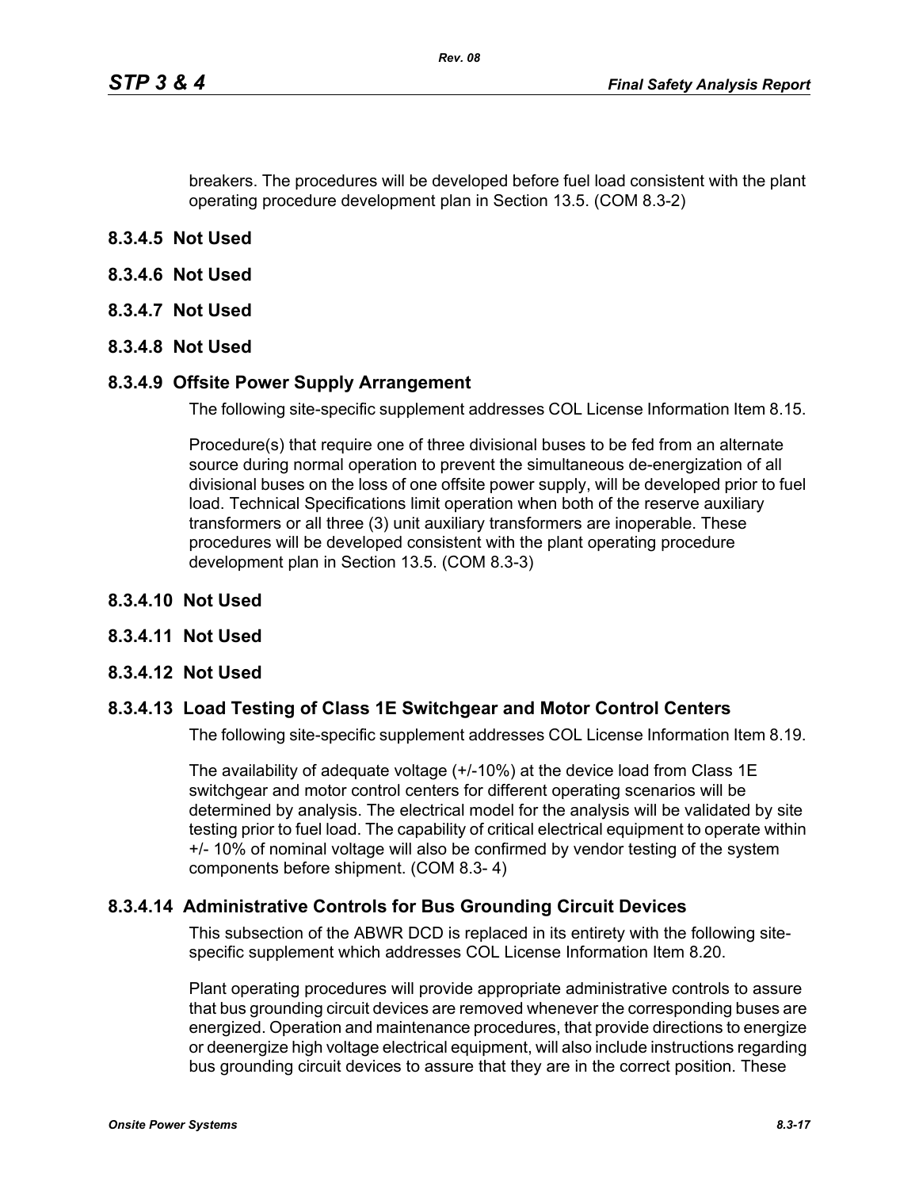breakers. The procedures will be developed before fuel load consistent with the plant operating procedure development plan in Section 13.5. (COM 8.3-2)

### 8.3.4.5 Not Used

### 8.3.4.6 Not Used

### 8.3.4.7 Not Used

### 8.3.4.8 Not Used

### 8.3.4.9 Offsite Power Supply Arrangement

The following site-specific supplement addresses COL License Information Item 8.15.

Procedure(s) that require one of three divisional buses to be fed from an alternate source during normal operation to prevent the simultaneous de-energization of all divisional buses on the loss of one offsite power supply, will be developed prior to fuel load. Technical Specifications limit operation when both of the reserve auxiliary transformers or all three (3) unit auxiliary transformers are inoperable. These procedures will be developed consistent with the plant operating procedure development plan in Section 13.5. (COM 8.3-3)

### 8.3.4.10 Not Used

### 8.3.4.11 Not Used

### 8.3.4.12 Not Used

### 8.3.4.13 Load Testing of Class 1E Switchgear and Motor Control Centers

The following site-specific supplement addresses COL License Information Item 8.19.

The availability of adequate voltage (+/-10%) at the device load from Class 1E switchgear and motor control centers for different operating scenarios will be determined by analysis. The electrical model for the analysis will be validated by site testing prior to fuel load. The capability of critical electrical equipment to operate within +/- 10% of nominal voltage will also be confirmed by vendor testing of the system components before shipment. (COM 8.3- 4)

### 8.3.4.14 Administrative Controls for Bus Grounding Circuit Devices

This subsection of the ABWR DCD is replaced in its entirety with the following site-specific supplement which addresses COL License Information Item 8.20.

Plant operating procedures will provide appropriate administrative controls to assure that bus grounding circuit devices are removed whenever the corresponding buses are energized. Operation and maintenance procedures, that provide directions to energize or deenergize high voltage electrical equipment, will also include instructions regarding bus grounding circuit devices to assure that they are in the correct position. These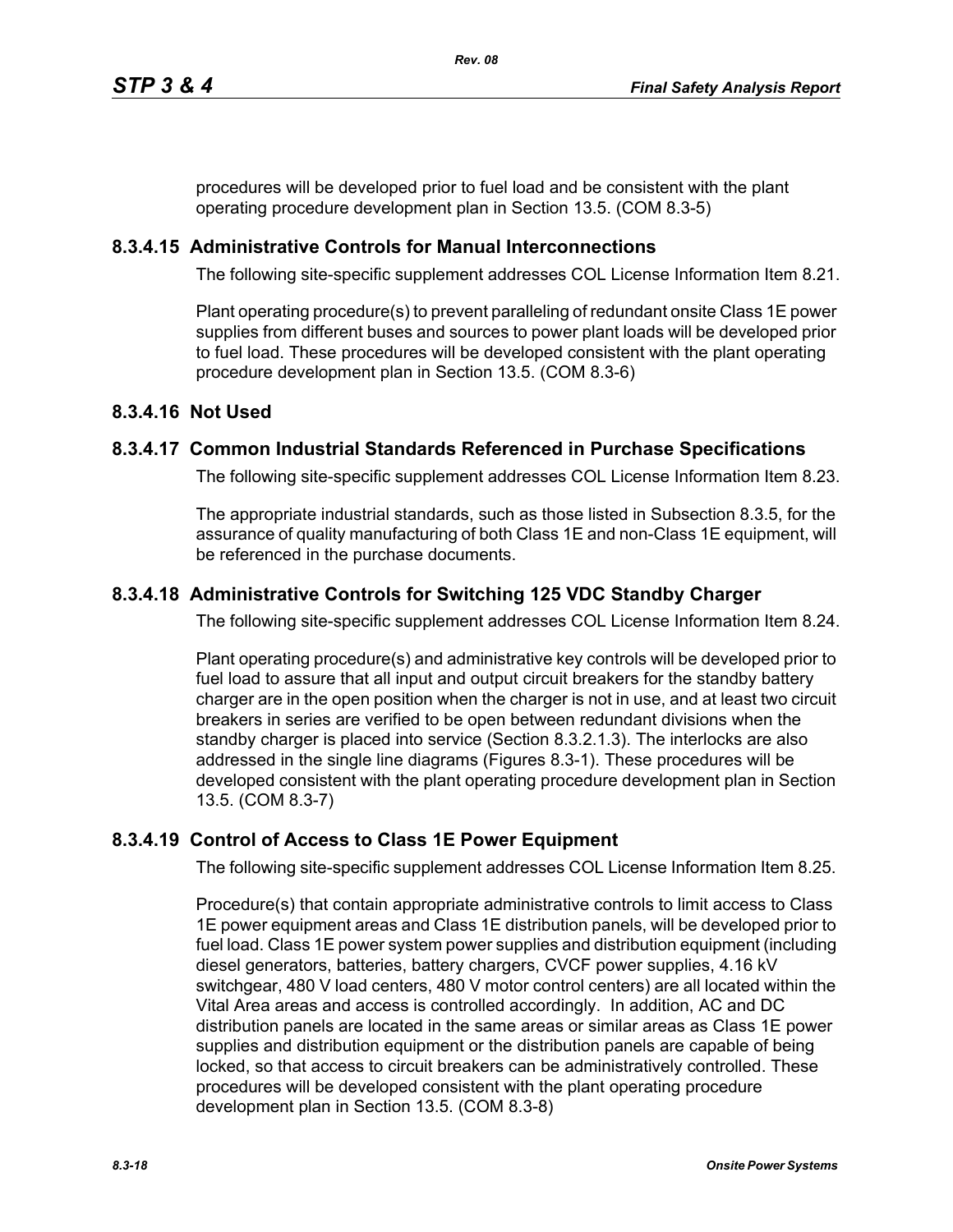procedures will be developed prior to fuel load and be consistent with the plant operating procedure development plan in Section 13.5. (COM 8.3-5)

### 8.3.4.15 Administrative Controls for Manual Interconnections

The following site-specific supplement addresses COL License Information Item 8.21.

Plant operating procedure(s) to prevent paralleling of redundant onsite Class 1E power supplies from different buses and sources to power plant loads will be developed prior to fuel load. These procedures will be developed consistent with the plant operating procedure development plan in Section 13.5. (COM 8.3-6)

### 8.3.4.16 Not Used

### 8.3.4.17 Common Industrial Standards Referenced in Purchase Specifications

The following site-specific supplement addresses COL License Information Item 8.23.

The appropriate industrial standards, such as those listed in Subsection 8.3.5, for the assurance of quality manufacturing of both Class 1E and non-Class 1E equipment, will be referenced in the purchase documents.

### 8.3.4.18 Administrative Controls for Switching 125 VDC Standby Charger

The following site-specific supplement addresses COL License Information Item 8.24.

Plant operating procedure(s) and administrative key controls will be developed prior to fuel load to assure that all input and output circuit breakers for the standby battery charger are in the open position when the charger is not in use, and at least two circuit breakers in series are verified to be open between redundant divisions when the standby charger is placed into service (Section 8.3.2.1.3). The interlocks are also addressed in the single line diagrams (Figures 8.3-1). These procedures will be developed consistent with the plant operating procedure development plan in Section 13.5. (COM 8.3-7)

### 8.3.4.19 Control of Access to Class 1E Power Equipment

The following site-specific supplement addresses COL License Information Item 8.25.

Procedure(s) that contain appropriate administrative controls to limit access to Class 1E power equipment areas and Class 1E distribution panels, will be developed prior to fuel load. Class 1E power system power supplies and distribution equipment (including diesel generators, batteries, battery chargers, CVCF power supplies, 4.16 kV switchgear, 480 V load centers, 480 V motor control centers) are all located within the Vital Area areas and access is controlled accordingly. In addition, AC and DC distribution panels are located in the same areas or similar areas as Class 1E power supplies and distribution equipment or the distribution panels are capable of being locked, so that access to circuit breakers can be administratively controlled. These procedures will be developed consistent with the plant operating procedure development plan in Section 13.5. (COM 8.3-8)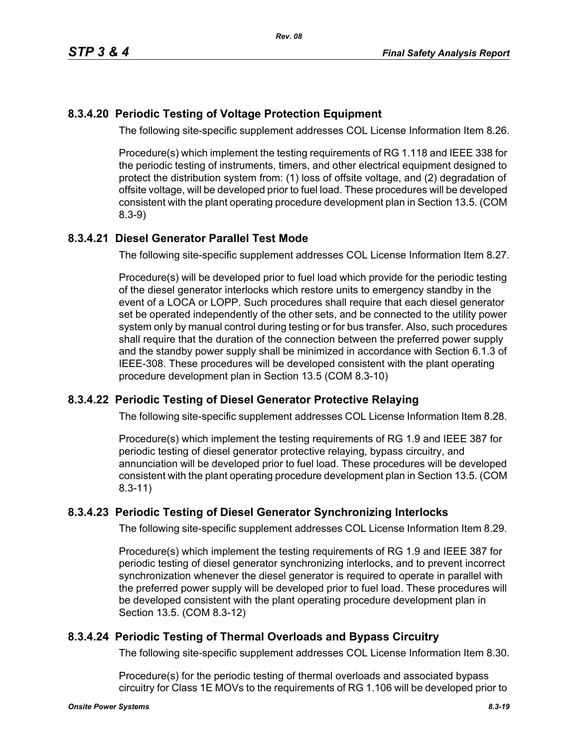### 8.3.4.20 Periodic Testing of Voltage Protection Equipment

The following site-specific supplement addresses COL License Information Item 8.26.

Procedure(s) which implement the testing requirements of RG 1.118 and IEEE 338 for the periodic testing of instruments, timers, and other electrical equipment designed to protect the distribution system from: (1) loss of offsite voltage, and (2) degradation of offsite voltage, will be developed prior to fuel load. These procedures will be developed consistent with the plant operating procedure development plan in Section 13.5. (COM 8.3-9)

### 8.3.4.21 Diesel Generator Parallel Test Mode

The following site-specific supplement addresses COL License Information Item 8.27.

Procedure(s) will be developed prior to fuel load which provide for the periodic testing of the diesel generator interlocks which restore units to emergency standby in the event of a LOCA or LOPP. Such procedures shall require that each diesel generator set be operated independently of the other sets, and be connected to the utility power system only by manual control during testing or for bus transfer. Also, such procedures shall require that the duration of the connection between the preferred power supply and the standby power supply shall be minimized in accordance with Section 6.1.3 of IEEE-308. These procedures will be developed consistent with the plant operating procedure development plan in Section 13.5 (COM 8.3-10)

### 8.3.4.22 Periodic Testing of Diesel Generator Protective Relaying

The following site-specific supplement addresses COL License Information Item 8.28.

Procedure(s) which implement the testing requirements of RG 1.9 and IEEE 387 for periodic testing of diesel generator protective relaying, bypass circuitry, and annunciation will be developed prior to fuel load. These procedures will be developed consistent with the plant operating procedure development plan in Section 13.5. (COM 8.3-11)

### 8.3.4.23 Periodic Testing of Diesel Generator Synchronizing Interlocks

The following site-specific supplement addresses COL License Information Item 8.29.

Procedure(s) which implement the testing requirements of RG 1.9 and IEEE 387 for periodic testing of diesel generator synchronizing interlocks, and to prevent incorrect synchronization whenever the diesel generator is required to operate in parallel with the preferred power supply will be developed prior to fuel load. These procedures will be developed consistent with the plant operating procedure development plan in Section 13.5. (COM 8.3-12)

### 8.3.4.24 Periodic Testing of Thermal Overloads and Bypass Circuitry

The following site-specific supplement addresses COL License Information Item 8.30.

Procedure(s) for the periodic testing of thermal overloads and associated bypass circuitry for Class 1E MOVs to the requirements of RG 1.106 will be developed prior to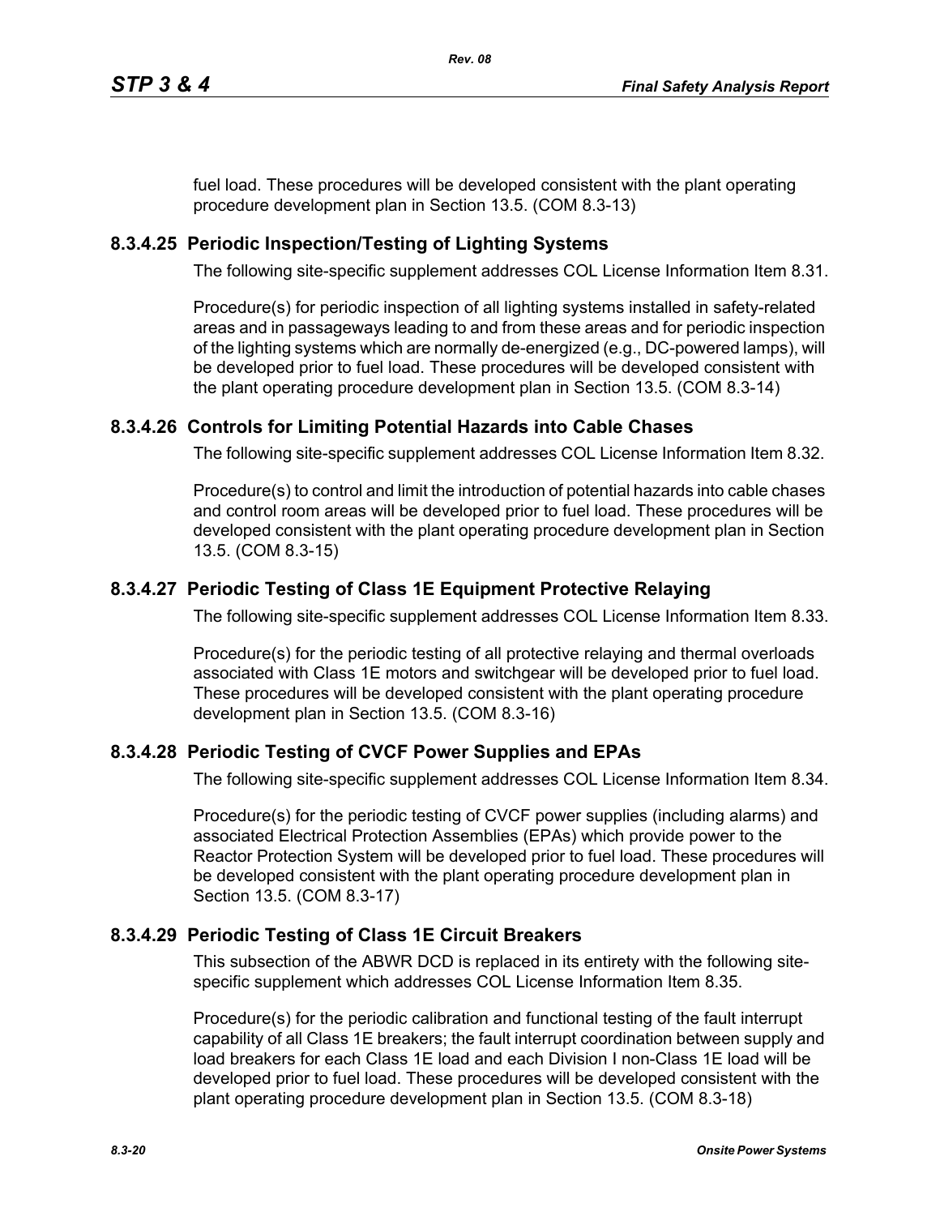fuel load. These procedures will be developed consistent with the plant operating procedure development plan in Section 13.5. (COM 8.3-13)

### 8.3.4.25 Periodic Inspection/Testing of Lighting Systems

The following site-specific supplement addresses COL License Information Item 8.31.

Procedure(s) for periodic inspection of all lighting systems installed in safety-related areas and in passageways leading to and from these areas and for periodic inspection of the lighting systems which are normally de-energized (e.g., DC-powered lamps), will be developed prior to fuel load. These procedures will be developed consistent with the plant operating procedure development plan in Section 13.5. (COM 8.3-14)

### 8.3.4.26 Controls for Limiting Potential Hazards into Cable Chases

The following site-specific supplement addresses COL License Information Item 8.32.

Procedure(s) to control and limit the introduction of potential hazards into cable chases and control room areas will be developed prior to fuel load. These procedures will be developed consistent with the plant operating procedure development plan in Section 13.5. (COM 8.3-15)

### 8.3.4.27 Periodic Testing of Class 1E Equipment Protective Relaying

The following site-specific supplement addresses COL License Information Item 8.33.

Procedure(s) for the periodic testing of all protective relaying and thermal overloads associated with Class 1E motors and switchgear will be developed prior to fuel load. These procedures will be developed consistent with the plant operating procedure development plan in Section 13.5. (COM 8.3-16)

### 8.3.4.28 Periodic Testing of CVCF Power Supplies and EPAs

The following site-specific supplement addresses COL License Information Item 8.34.

Procedure(s) for the periodic testing of CVCF power supplies (including alarms) and associated Electrical Protection Assemblies (EPAs) which provide power to the Reactor Protection System will be developed prior to fuel load. These procedures will be developed consistent with the plant operating procedure development plan in Section 13.5. (COM 8.3-17)

### 8.3.4.29 Periodic Testing of Class 1E Circuit Breakers

This subsection of the ABWR DCD is replaced in its entirety with the following site-specific supplement which addresses COL License Information Item 8.35.

Procedure(s) for the periodic calibration and functional testing of the fault interrupt capability of all Class 1E breakers; the fault interrupt coordination between supply and load breakers for each Class 1E load and each Division I non-Class 1E load will be developed prior to fuel load. These procedures will be developed consistent with the plant operating procedure development plan in Section 13.5. (COM 8.3-18)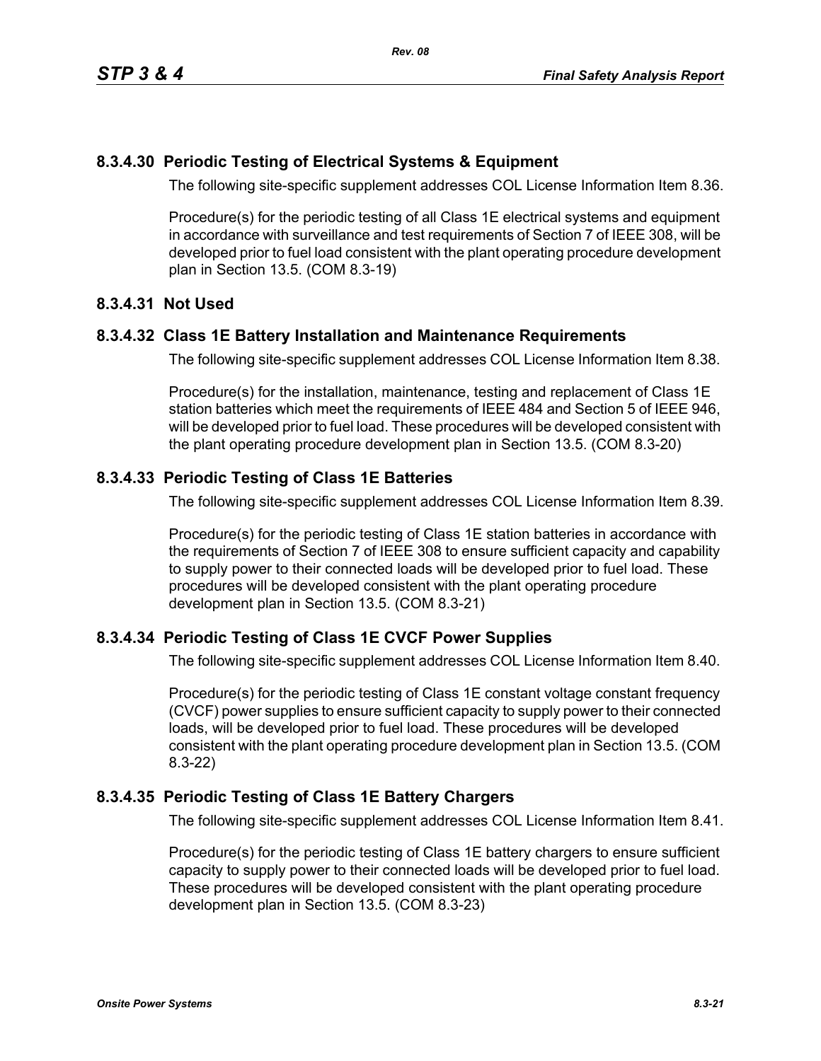### 8.3.4.30 Periodic Testing of Electrical Systems & Equipment

The following site-specific supplement addresses COL License Information Item 8.36.

Procedure(s) for the periodic testing of all Class 1E electrical systems and equipment in accordance with surveillance and test requirements of Section 7 of IEEE 308, will be developed prior to fuel load consistent with the plant operating procedure development plan in Section 13.5. (COM 8.3-19)

### 8.3.4.31 Not Used

### 8.3.4.32 Class 1E Battery Installation and Maintenance Requirements

The following site-specific supplement addresses COL License Information Item 8.38.

Procedure(s) for the installation, maintenance, testing and replacement of Class 1E station batteries which meet the requirements of IEEE 484 and Section 5 of IEEE 946, will be developed prior to fuel load. These procedures will be developed consistent with the plant operating procedure development plan in Section 13.5. (COM 8.3-20)

### 8.3.4.33 Periodic Testing of Class 1E Batteries

The following site-specific supplement addresses COL License Information Item 8.39.

Procedure(s) for the periodic testing of Class 1E station batteries in accordance with the requirements of Section 7 of IEEE 308 to ensure sufficient capacity and capability to supply power to their connected loads will be developed prior to fuel load. These procedures will be developed consistent with the plant operating procedure development plan in Section 13.5. (COM 8.3-21)

### 8.3.4.34 Periodic Testing of Class 1E CVCF Power Supplies

The following site-specific supplement addresses COL License Information Item 8.40.

Procedure(s) for the periodic testing of Class 1E constant voltage constant frequency (CVCF) power supplies to ensure sufficient capacity to supply power to their connected loads, will be developed prior to fuel load. These procedures will be developed consistent with the plant operating procedure development plan in Section 13.5. (COM 8.3-22)

### 8.3.4.35 Periodic Testing of Class 1E Battery Chargers

The following site-specific supplement addresses COL License Information Item 8.41.

Procedure(s) for the periodic testing of Class 1E battery chargers to ensure sufficient capacity to supply power to their connected loads will be developed prior to fuel load. These procedures will be developed consistent with the plant operating procedure development plan in Section 13.5. (COM 8.3-23)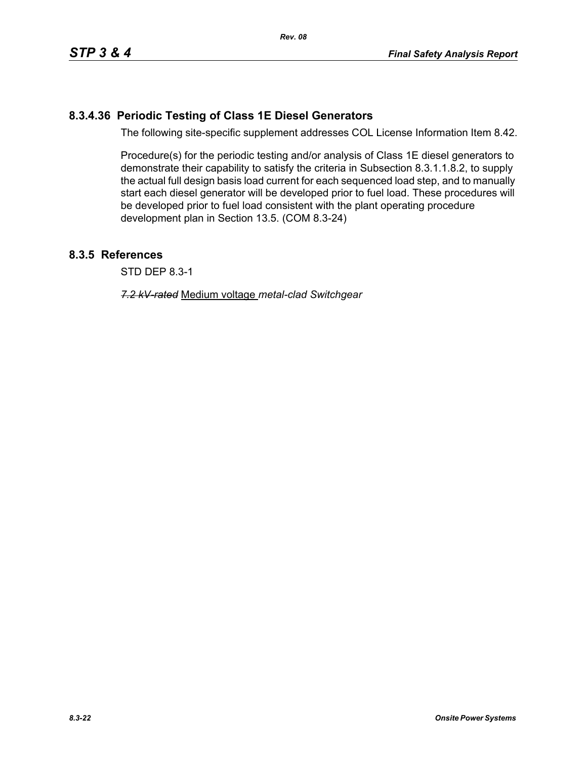### 8.3.4.36 Periodic Testing of Class 1E Diesel Generators

The following site-specific supplement addresses COL License Information Item 8.42.

Procedure(s) for the periodic testing and/or analysis of Class 1E diesel generators to demonstrate their capability to satisfy the criteria in Subsection 8.3.1.1.8.2, to supply the actual full design basis load current for each sequenced load step, and to manually start each diesel generator will be developed prior to fuel load. These procedures will be developed prior to fuel load consistent with the plant operating procedure development plan in Section 13.5. (COM 8.3-24)

## 8.3.5 References

STD DEP 8.3-1

~~*7.2 kV-rated*~~ Medium voltage *metal-clad Switchgear*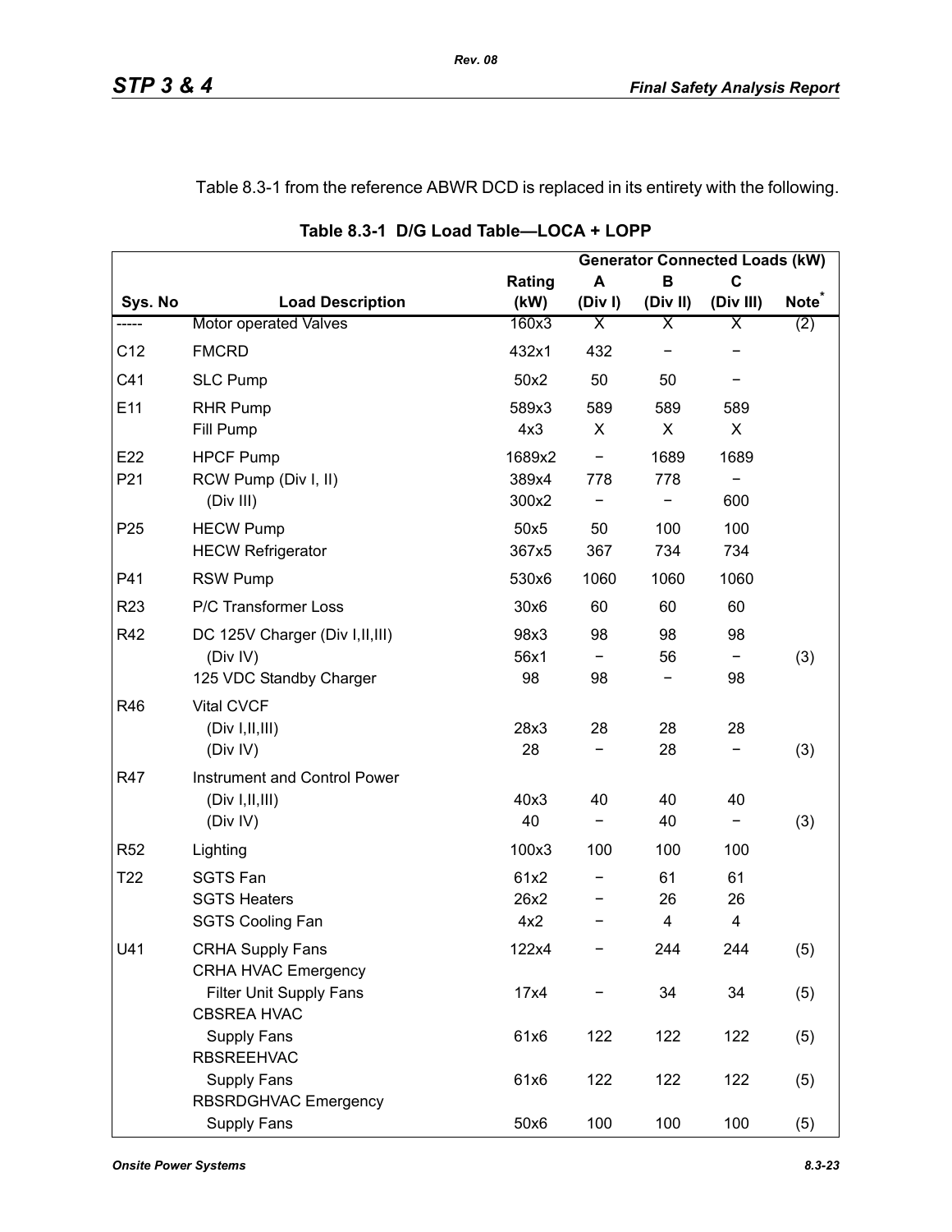Table 8.3-1 from the reference ABWR DCD is replaced in its entirety with the following.

**Table 8.3-1 D/G Load Table—LOCA + LOPP**

| | | | Generator Connected Loads (kW) | | | |
|---|---|---|---|---|---|---|
| **Sys. No** | **Load Description** | **Rating (kW)** | **A (Div I)** | **B (Div II)** | **C (Div III)** | **Note*** |
| ----- | Motor operated Valves | 160x3 | X | X | X | (2) |
| C12 | FMCRD | 432x1 | 432 | − | − | |
| C41 | SLC Pump | 50x2 | 50 | 50 | − | |
| E11 | RHR Pump | 589x3 | 589 | 589 | 589 | |
| | Fill Pump | 4x3 | X | X | X | |
| E22 | HPCF Pump | 1689x2 | − | 1689 | 1689 | |
| P21 | RCW Pump (Div I, II) | 389x4 | 778 | 778 | − | |
| | (Div III) | 300x2 | − | − | 600 | |
| P25 | HECW Pump | 50x5 | 50 | 100 | 100 | |
| | HECW Refrigerator | 367x5 | 367 | 734 | 734 | |
| P41 | RSW Pump | 530x6 | 1060 | 1060 | 1060 | |
| R23 | P/C Transformer Loss | 30x6 | 60 | 60 | 60 | |
| R42 | DC 125V Charger (Div I,II,III) | 98x3 | 98 | 98 | 98 | |
| | (Div IV) | 56x1 | − | 56 | − | (3) |
| | 125 VDC Standby Charger | 98 | 98 | − | 98 | |
| R46 | Vital CVCF | | | | | |
| | (Div I,II,III) | 28x3 | 28 | 28 | 28 | |
| | (Div IV) | 28 | − | 28 | − | (3) |
| R47 | Instrument and Control Power | | | | | |
| | (Div I,II,III) | 40x3 | 40 | 40 | 40 | |
| | (Div IV) | 40 | − | 40 | − | (3) |
| R52 | Lighting | 100x3 | 100 | 100 | 100 | |
| T22 | SGTS Fan | 61x2 | − | 61 | 61 | |
| | SGTS Heaters | 26x2 | − | 26 | 26 | |
| | SGTS Cooling Fan | 4x2 | − | 4 | 4 | |
| U41 | CRHA Supply Fans | 122x4 | − | 244 | 244 | (5) |
| | CRHA HVAC Emergency Filter Unit Supply Fans | 17x4 | − | 34 | 34 | (5) |
| | CBSREA HVAC Supply Fans | 61x6 | 122 | 122 | 122 | (5) |
| | RBSREEHVAC Supply Fans | 61x6 | 122 | 122 | 122 | (5) |
| | RBSRDGHVAC Emergency Supply Fans | 50x6 | 100 | 100 | 100 | (5) |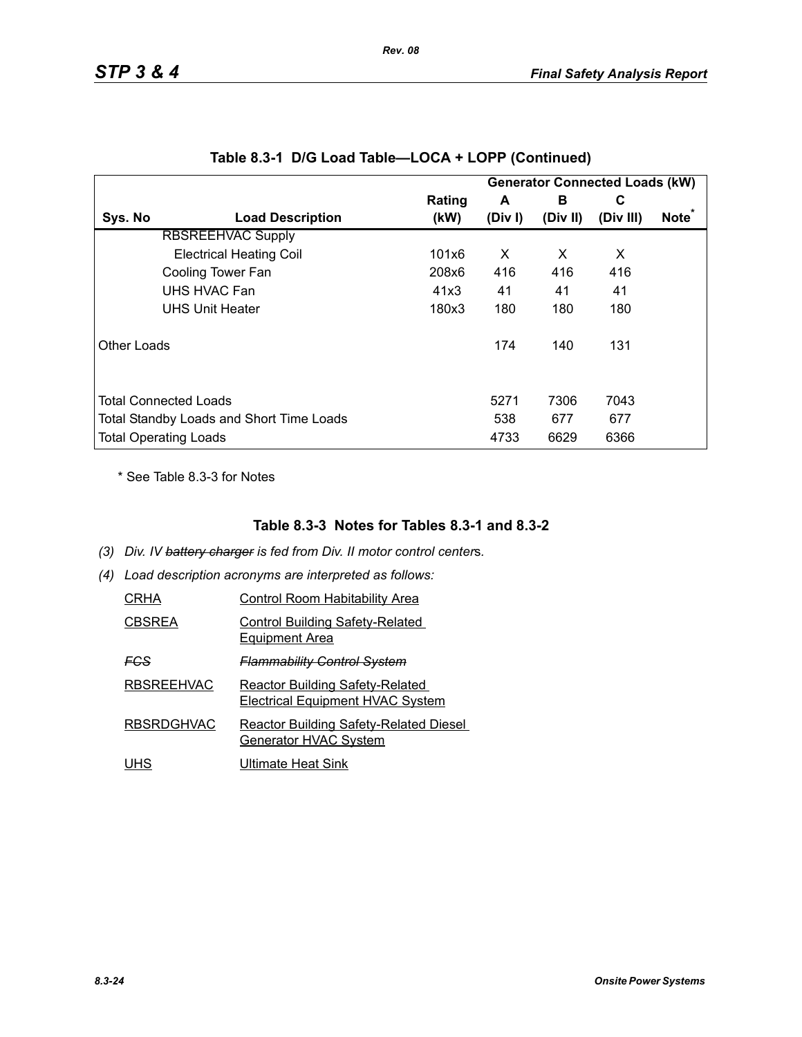## Table 8.3-1 D/G Load Table—LOCA + LOPP (Continued)

| | | | Generator Connected Loads (kW) | | | |
|---|---|---|---|---|---|---|
| Sys. No | Load Description | Rating (kW) | A (Div I) | B (Div II) | C (Div III) | Note* |
| | RBSREEHVAC Supply | | | | | |
| | Electrical Heating Coil | 101x6 | X | X | X | |
| | Cooling Tower Fan | 208x6 | 416 | 416 | 416 | |
| | UHS HVAC Fan | 41x3 | 41 | 41 | 41 | |
| | UHS Unit Heater | 180x3 | 180 | 180 | 180 | |
| Other Loads | | | 174 | 140 | 131 | |
| Total Connected Loads | | | 5271 | 7306 | 7043 | |
| Total Standby Loads and Short Time Loads | | | 538 | 677 | 677 | |
| Total Operating Loads | | | 4733 | 6629 | 6366 | |

\* See Table 8.3-3 for Notes

## Table 8.3-3 Notes for Tables 8.3-1 and 8.3-2

*(3) Div. IV ~~battery charger~~ is fed from Div. II motor control centers.*

*(4) Load description acronyms are interpreted as follows:*

| | |
|---|---|
| CRHA | Control Room Habitability Area |
| CBSREA | Control Building Safety-Related Equipment Area |
| ~~*FCS*~~ | ~~*Flammability Control System*~~ |
| RBSREEHVAC | Reactor Building Safety-Related Electrical Equipment HVAC System |
| RBSRDGHVAC | Reactor Building Safety-Related Diesel Generator HVAC System |
| UHS | Ultimate Heat Sink |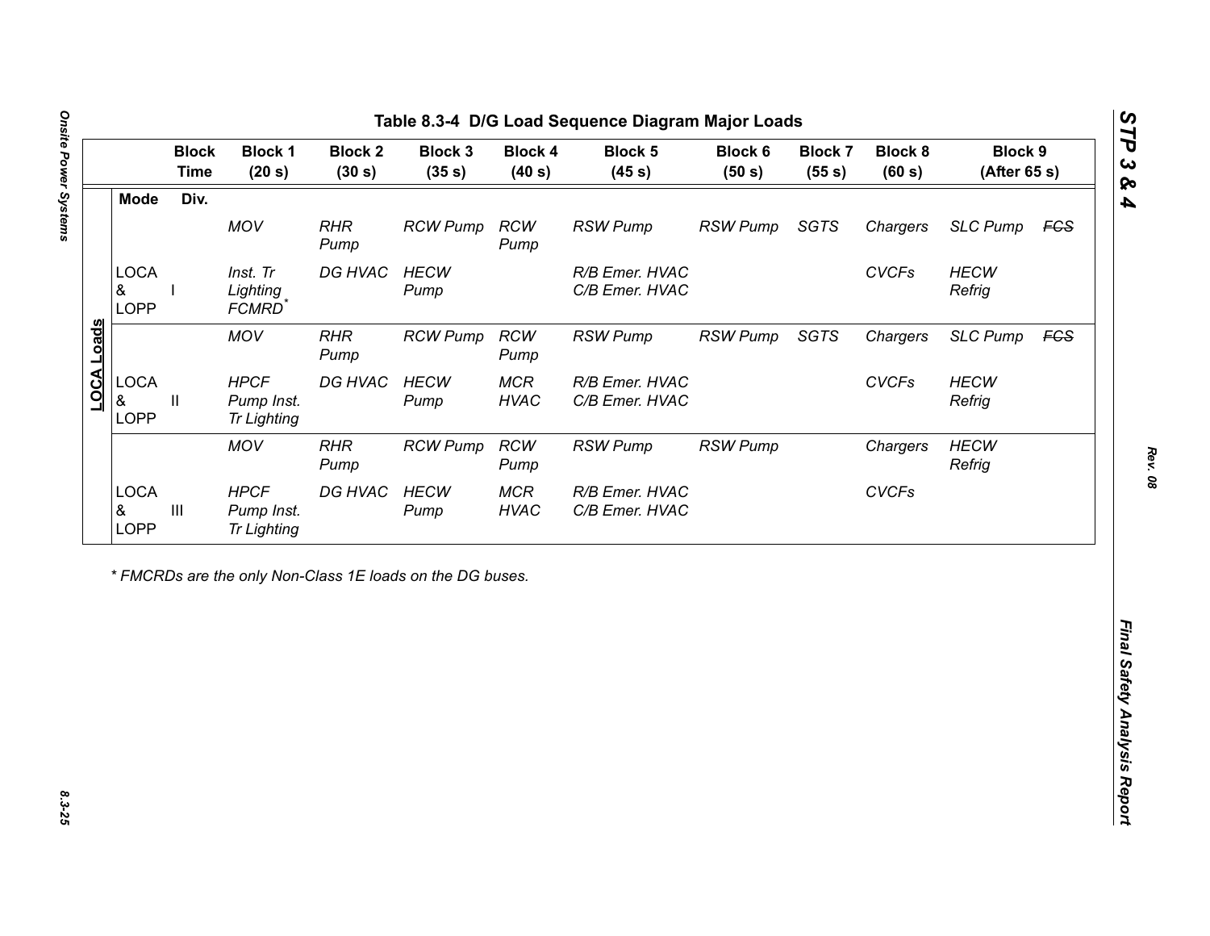## Table 8.3-4 D/G Load Sequence Diagram Major Loads

| | Mode | Div. | Block 1 (20 s) | Block 2 (30 s) | Block 3 (35 s) | Block 4 (40 s) | Block 5 (45 s) | Block 6 (50 s) | Block 7 (55 s) | Block 8 (60 s) | Block 9 (After 65 s) | |
|---|---|---|---|---|---|---|---|---|---|---|---|---|
| LOCA Loads | | | *MOV* | *RHR Pump* | *RCW Pump* | *RCW Pump* | *RSW Pump* | *RSW Pump* | *SGTS* | *Chargers* | *SLC Pump* | ~~*FCS*~~ |
| | LOCA & LOPP | I | *Inst. Tr Lighting FCMRD* * | *DG HVAC* | *HECW Pump* | | *R/B Emer. HVAC C/B Emer. HVAC* | | | *CVCFs* | *HECW Refrig* | |
| | | | *MOV* | *RHR Pump* | *RCW Pump* | *RCW Pump* | *RSW Pump* | *RSW Pump* | *SGTS* | *Chargers* | *SLC Pump* | ~~*FCS*~~ |
| | LOCA & LOPP | II | *HPCF Pump Inst. Tr Lighting* | *DG HVAC* | *HECW Pump* | *MCR HVAC* | *R/B Emer. HVAC C/B Emer. HVAC* | | | *CVCFs* | *HECW Refrig* | |
| | | | *MOV* | *RHR Pump* | *RCW Pump* | *RCW Pump* | *RSW Pump* | *RSW Pump* | | *Chargers* | *HECW Refrig* | |
| | LOCA & LOPP | III | *HPCF Pump Inst. Tr Lighting* | *DG HVAC* | *HECW Pump* | *MCR HVAC* | *R/B Emer. HVAC C/B Emer. HVAC* | | | *CVCFs* | | |

*\* FMCRDs are the only Non-Class 1E loads on the DG buses.*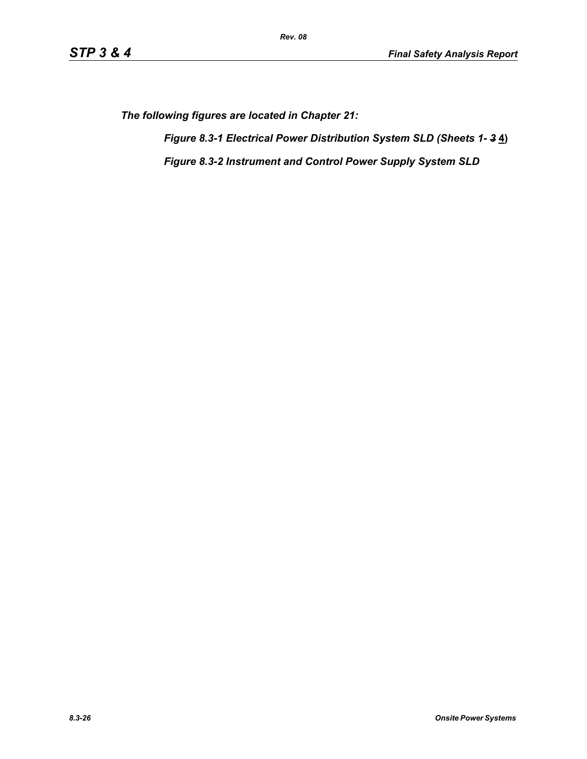***The following figures are located in Chapter 21:***

***Figure 8.3-1 Electrical Power Distribution System SLD (Sheets 1- ~~3~~ 4)***

***Figure 8.3-2 Instrument and Control Power Supply System SLD***